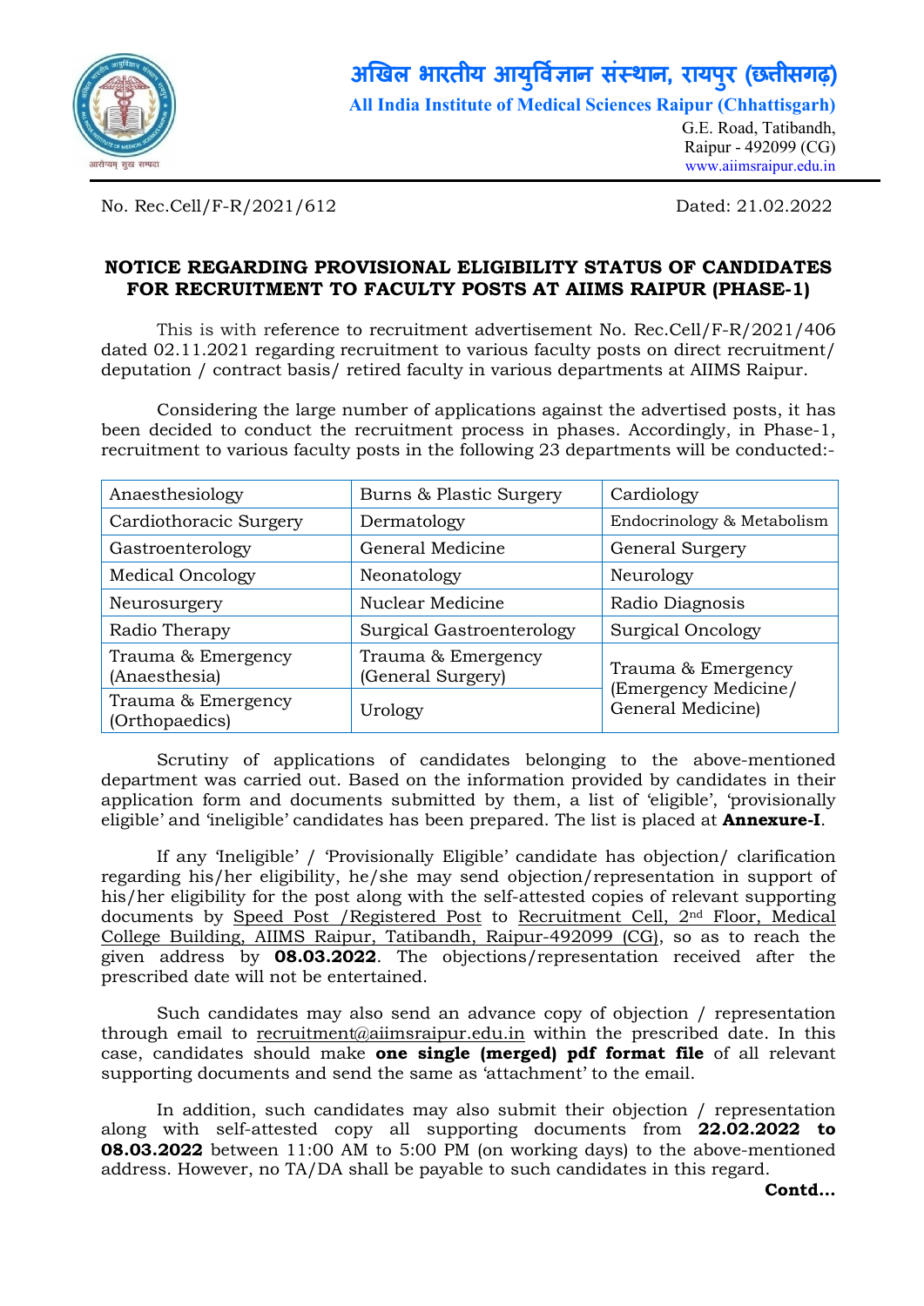# अखिल भारतीय आयुर्विज्ञान संस्थान, रायपुर (छत्तीसगढ़)

**All India Institute of Medical Sciences Raipur (Chhattisgarh)**

G.E. Road, Tatibandh,
Raipur - 492099 (CG)
www.aiimsraipur.edu.in

No. Rec.Cell/F-R/2021/612 Dated: 21.02.2022

## NOTICE REGARDING PROVISIONAL ELIGIBILITY STATUS OF CANDIDATES FOR RECRUITMENT TO FACULTY POSTS AT AIIMS RAIPUR (PHASE-1)

This is with reference to recruitment advertisement No. Rec.Cell/F-R/2021/406 dated 02.11.2021 regarding recruitment to various faculty posts on direct recruitment/ deputation / contract basis/ retired faculty in various departments at AIIMS Raipur.

Considering the large number of applications against the advertised posts, it has been decided to conduct the recruitment process in phases. Accordingly, in Phase-1, recruitment to various faculty posts in the following 23 departments will be conducted:-

| | | |
|---|---|---|
| Anaesthesiology | Burns & Plastic Surgery | Cardiology |
| Cardiothoracic Surgery | Dermatology | Endocrinology & Metabolism |
| Gastroenterology | General Medicine | General Surgery |
| Medical Oncology | Neonatology | Neurology |
| Neurosurgery | Nuclear Medicine | Radio Diagnosis |
| Radio Therapy | Surgical Gastroenterology | Surgical Oncology |
| Trauma & Emergency (Anaesthesia) | Trauma & Emergency (General Surgery) | Trauma & Emergency (Emergency Medicine/ General Medicine) |
| Trauma & Emergency (Orthopaedics) | Urology | |

Scrutiny of applications of candidates belonging to the above-mentioned department was carried out. Based on the information provided by candidates in their application form and documents submitted by them, a list of 'eligible', 'provisionally eligible' and 'ineligible' candidates has been prepared. The list is placed at **Annexure-I**.

If any 'Ineligible' / 'Provisionally Eligible' candidate has objection/ clarification regarding his/her eligibility, he/she may send objection/representation in support of his/her eligibility for the post along with the self-attested copies of relevant supporting documents by Speed Post /Registered Post to Recruitment Cell, 2nd Floor, Medical College Building, AIIMS Raipur, Tatibandh, Raipur-492099 (CG), so as to reach the given address by **08.03.2022**. The objections/representation received after the prescribed date will not be entertained.

Such candidates may also send an advance copy of objection / representation through email to recruitment@aiimsraipur.edu.in within the prescribed date. In this case, candidates should make **one single (merged) pdf format file** of all relevant supporting documents and send the same as 'attachment' to the email.

In addition, such candidates may also submit their objection / representation along with self-attested copy all supporting documents from **22.02.2022 to 08.03.2022** between 11:00 AM to 5:00 PM (on working days) to the above-mentioned address. However, no TA/DA shall be payable to such candidates in this regard.

**Contd...**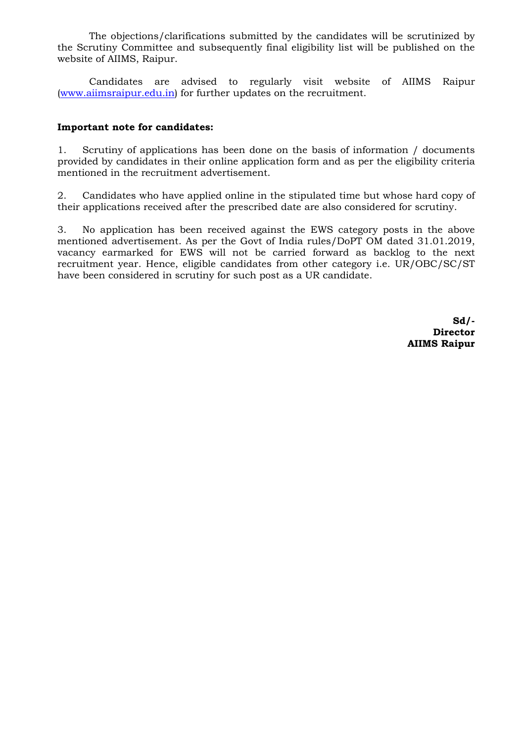The objections/clarifications submitted by the candidates will be scrutinized by the Scrutiny Committee and subsequently final eligibility list will be published on the website of AIIMS, Raipur.

Candidates are advised to regularly visit website of AIIMS Raipur (www.aiimsraipur.edu.in) for further updates on the recruitment.

**Important note for candidates:**

1. Scrutiny of applications has been done on the basis of information / documents provided by candidates in their online application form and as per the eligibility criteria mentioned in the recruitment advertisement.

2. Candidates who have applied online in the stipulated time but whose hard copy of their applications received after the prescribed date are also considered for scrutiny.

3. No application has been received against the EWS category posts in the above mentioned advertisement. As per the Govt of India rules/DoPT OM dated 31.01.2019, vacancy earmarked for EWS will not be carried forward as backlog to the next recruitment year. Hence, eligible candidates from other category i.e. UR/OBC/SC/ST have been considered in scrutiny for such post as a UR candidate.

**Sd/-**
**Director**
**AIIMS Raipur**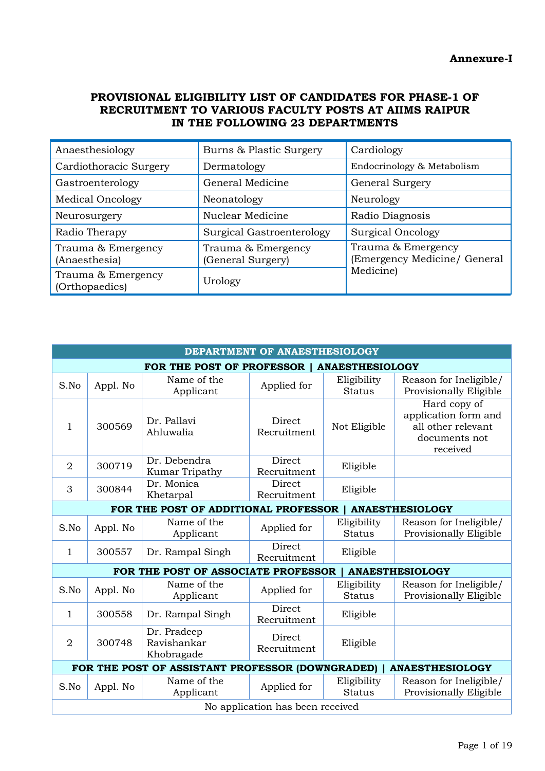**Annexure-I**

# PROVISIONAL ELIGIBILITY LIST OF CANDIDATES FOR PHASE-1 OF RECRUITMENT TO VARIOUS FACULTY POSTS AT AIIMS RAIPUR IN THE FOLLOWING 23 DEPARTMENTS

| | | |
|---|---|---|
| Anaesthesiology | Burns & Plastic Surgery | Cardiology |
| Cardiothoracic Surgery | Dermatology | Endocrinology & Metabolism |
| Gastroenterology | General Medicine | General Surgery |
| Medical Oncology | Neonatology | Neurology |
| Neurosurgery | Nuclear Medicine | Radio Diagnosis |
| Radio Therapy | Surgical Gastroenterology | Surgical Oncology |
| Trauma & Emergency (Anaesthesia) | Trauma & Emergency (General Surgery) | Trauma & Emergency (Emergency Medicine/ General Medicine) |
| Trauma & Emergency (Orthopaedics) | Urology | |

## DEPARTMENT OF ANAESTHESIOLOGY

**FOR THE POST OF PROFESSOR | ANAESTHESIOLOGY**

| S.No | Appl. No | Name of the Applicant | Applied for | Eligibility Status | Reason for Ineligible/ Provisionally Eligible |
|---|---|---|---|---|---|
| 1 | 300569 | Dr. Pallavi Ahluwalia | Direct Recruitment | Not Eligible | Hard copy of application form and all other relevant documents not received |
| 2 | 300719 | Dr. Debendra Kumar Tripathy | Direct Recruitment | Eligible | |
| 3 | 300844 | Dr. Monica Khetarpal | Direct Recruitment | Eligible | |

**FOR THE POST OF ADDITIONAL PROFESSOR | ANAESTHESIOLOGY**

| S.No | Appl. No | Name of the Applicant | Applied for | Eligibility Status | Reason for Ineligible/ Provisionally Eligible |
|---|---|---|---|---|---|
| 1 | 300557 | Dr. Rampal Singh | Direct Recruitment | Eligible | |

**FOR THE POST OF ASSOCIATE PROFESSOR | ANAESTHESIOLOGY**

| S.No | Appl. No | Name of the Applicant | Applied for | Eligibility Status | Reason for Ineligible/ Provisionally Eligible |
|---|---|---|---|---|---|
| 1 | 300558 | Dr. Rampal Singh | Direct Recruitment | Eligible | |
| 2 | 300748 | Dr. Pradeep Ravishankar Khobragade | Direct Recruitment | Eligible | |

**FOR THE POST OF ASSISTANT PROFESSOR (DOWNGRADED) | ANAESTHESIOLOGY**

| S.No | Appl. No | Name of the Applicant | Applied for | Eligibility Status | Reason for Ineligible/ Provisionally Eligible |
|---|---|---|---|---|---|
| No application has been received | | | | | |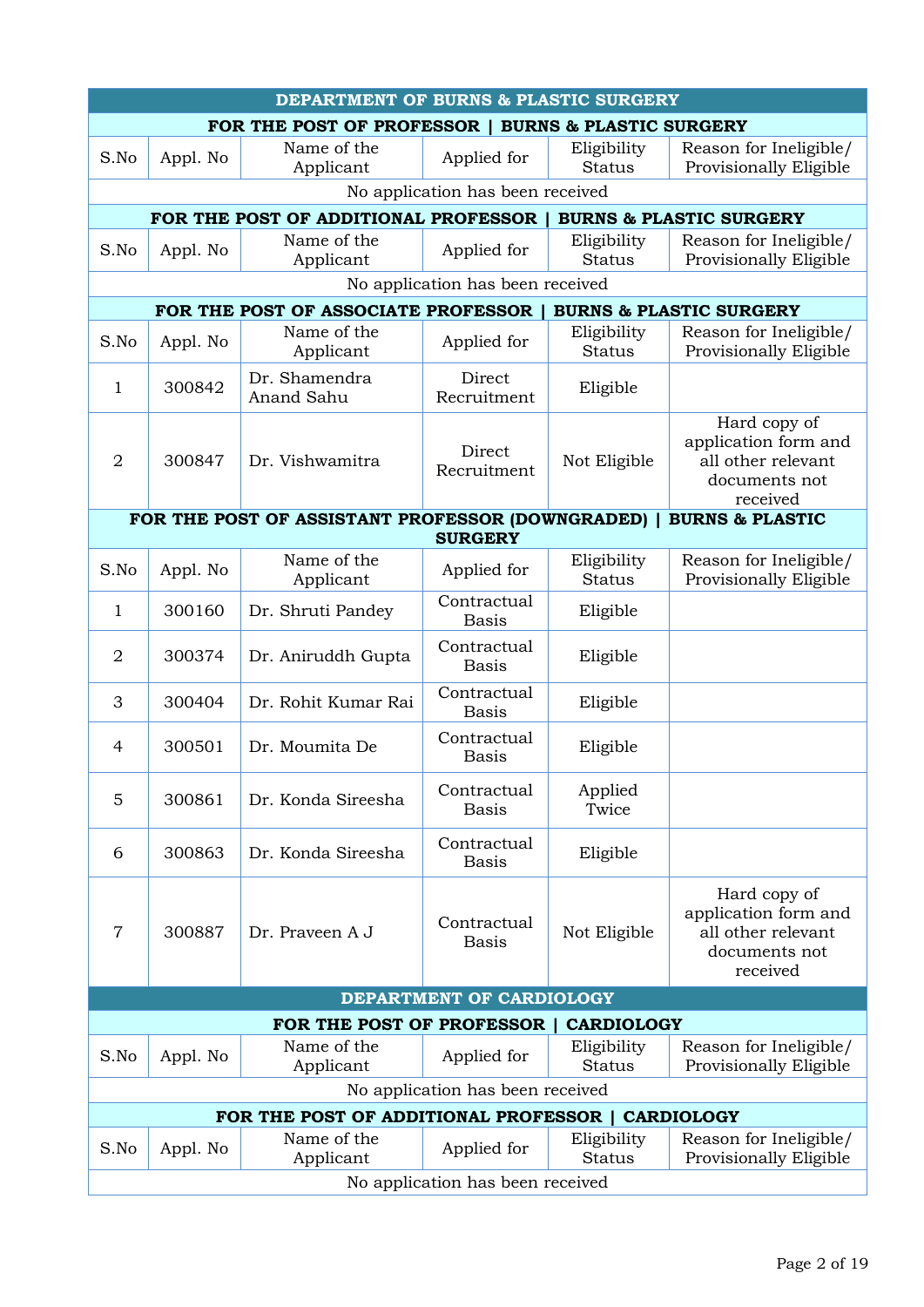## DEPARTMENT OF BURNS & PLASTIC SURGERY

### FOR THE POST OF PROFESSOR | BURNS & PLASTIC SURGERY

| S.No | Appl. No | Name of the Applicant | Applied for | Eligibility Status | Reason for Ineligible/ Provisionally Eligible |
|---|---|---|---|---|---|
| No application has been received | | | | | |

### FOR THE POST OF ADDITIONAL PROFESSOR | BURNS & PLASTIC SURGERY

| S.No | Appl. No | Name of the Applicant | Applied for | Eligibility Status | Reason for Ineligible/ Provisionally Eligible |
|---|---|---|---|---|---|
| No application has been received | | | | | |

### FOR THE POST OF ASSOCIATE PROFESSOR | BURNS & PLASTIC SURGERY

| S.No | Appl. No | Name of the Applicant | Applied for | Eligibility Status | Reason for Ineligible/ Provisionally Eligible |
|---|---|---|---|---|---|
| 1 | 300842 | Dr. Shamendra Anand Sahu | Direct Recruitment | Eligible | |
| 2 | 300847 | Dr. Vishwamitra | Direct Recruitment | Not Eligible | Hard copy of application form and all other relevant documents not received |

### FOR THE POST OF ASSISTANT PROFESSOR (DOWNGRADED) | BURNS & PLASTIC SURGERY

| S.No | Appl. No | Name of the Applicant | Applied for | Eligibility Status | Reason for Ineligible/ Provisionally Eligible |
|---|---|---|---|---|---|
| 1 | 300160 | Dr. Shruti Pandey | Contractual Basis | Eligible | |
| 2 | 300374 | Dr. Aniruddh Gupta | Contractual Basis | Eligible | |
| 3 | 300404 | Dr. Rohit Kumar Rai | Contractual Basis | Eligible | |
| 4 | 300501 | Dr. Moumita De | Contractual Basis | Eligible | |
| 5 | 300861 | Dr. Konda Sireesha | Contractual Basis | Applied Twice | |
| 6 | 300863 | Dr. Konda Sireesha | Contractual Basis | Eligible | |
| 7 | 300887 | Dr. Praveen A J | Contractual Basis | Not Eligible | Hard copy of application form and all other relevant documents not received |

## DEPARTMENT OF CARDIOLOGY

### FOR THE POST OF PROFESSOR | CARDIOLOGY

| S.No | Appl. No | Name of the Applicant | Applied for | Eligibility Status | Reason for Ineligible/ Provisionally Eligible |
|---|---|---|---|---|---|
| No application has been received | | | | | |

### FOR THE POST OF ADDITIONAL PROFESSOR | CARDIOLOGY

| S.No | Appl. No | Name of the Applicant | Applied for | Eligibility Status | Reason for Ineligible/ Provisionally Eligible |
|---|---|---|---|---|---|
| No application has been received | | | | | |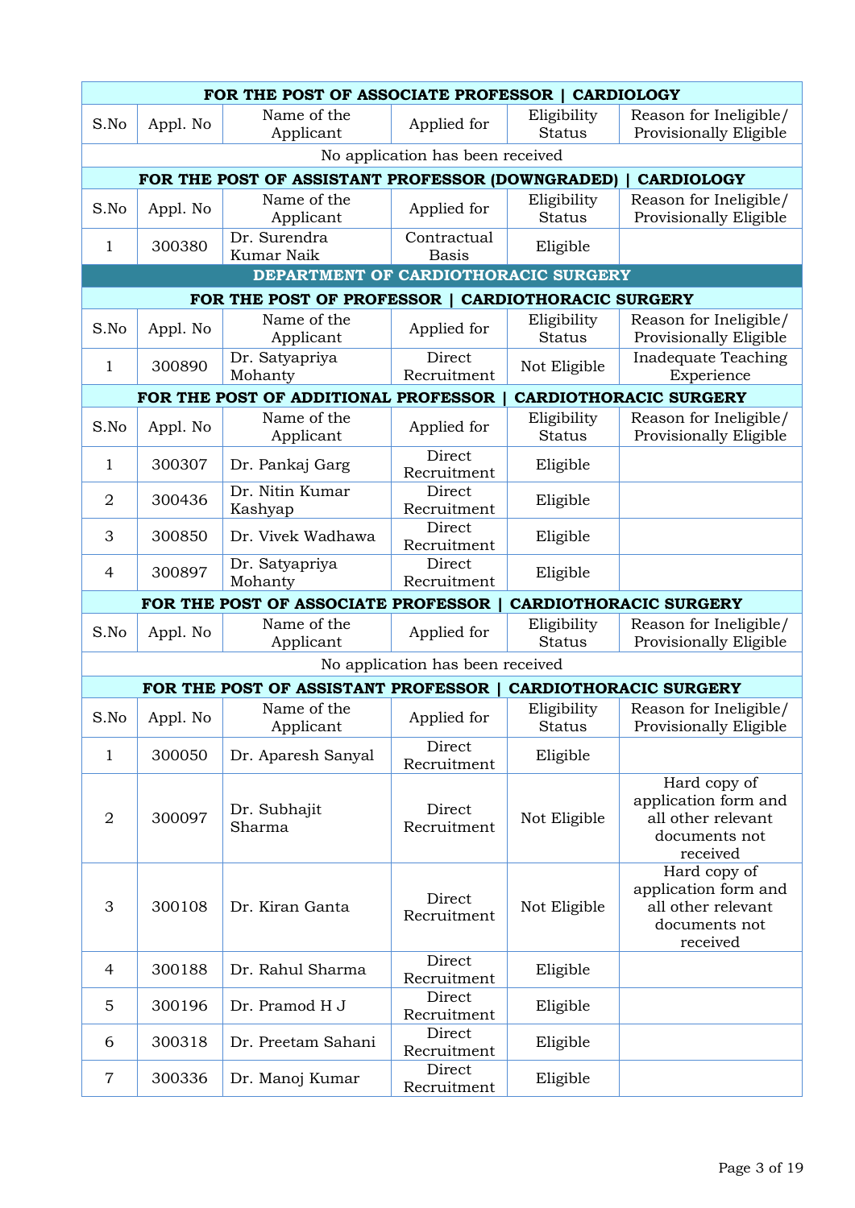### FOR THE POST OF ASSOCIATE PROFESSOR | CARDIOLOGY

| S.No | Appl. No | Name of the Applicant | Applied for | Eligibility Status | Reason for Ineligible/ Provisionally Eligible |
|---|---|---|---|---|---|
| No application has been received | | | | | |

### FOR THE POST OF ASSISTANT PROFESSOR (DOWNGRADED) | CARDIOLOGY

| S.No | Appl. No | Name of the Applicant | Applied for | Eligibility Status | Reason for Ineligible/ Provisionally Eligible |
|---|---|---|---|---|---|
| 1 | 300380 | Dr. Surendra Kumar Naik | Contractual Basis | Eligible | |

## DEPARTMENT OF CARDIOTHORACIC SURGERY

### FOR THE POST OF PROFESSOR | CARDIOTHORACIC SURGERY

| S.No | Appl. No | Name of the Applicant | Applied for | Eligibility Status | Reason for Ineligible/ Provisionally Eligible |
|---|---|---|---|---|---|
| 1 | 300890 | Dr. Satyapriya Mohanty | Direct Recruitment | Not Eligible | Inadequate Teaching Experience |

### FOR THE POST OF ADDITIONAL PROFESSOR | CARDIOTHORACIC SURGERY

| S.No | Appl. No | Name of the Applicant | Applied for | Eligibility Status | Reason for Ineligible/ Provisionally Eligible |
|---|---|---|---|---|---|
| 1 | 300307 | Dr. Pankaj Garg | Direct Recruitment | Eligible | |
| 2 | 300436 | Dr. Nitin Kumar Kashyap | Direct Recruitment | Eligible | |
| 3 | 300850 | Dr. Vivek Wadhawa | Direct Recruitment | Eligible | |
| 4 | 300897 | Dr. Satyapriya Mohanty | Direct Recruitment | Eligible | |

### FOR THE POST OF ASSOCIATE PROFESSOR | CARDIOTHORACIC SURGERY

| S.No | Appl. No | Name of the Applicant | Applied for | Eligibility Status | Reason for Ineligible/ Provisionally Eligible |
|---|---|---|---|---|---|
| No application has been received | | | | | |

### FOR THE POST OF ASSISTANT PROFESSOR | CARDIOTHORACIC SURGERY

| S.No | Appl. No | Name of the Applicant | Applied for | Eligibility Status | Reason for Ineligible/ Provisionally Eligible |
|---|---|---|---|---|---|
| 1 | 300050 | Dr. Aparesh Sanyal | Direct Recruitment | Eligible | |
| 2 | 300097 | Dr. Subhajit Sharma | Direct Recruitment | Not Eligible | Hard copy of application form and all other relevant documents not received |
| 3 | 300108 | Dr. Kiran Ganta | Direct Recruitment | Not Eligible | Hard copy of application form and all other relevant documents not received |
| 4 | 300188 | Dr. Rahul Sharma | Direct Recruitment | Eligible | |
| 5 | 300196 | Dr. Pramod H J | Direct Recruitment | Eligible | |
| 6 | 300318 | Dr. Preetam Sahani | Direct Recruitment | Eligible | |
| 7 | 300336 | Dr. Manoj Kumar | Direct Recruitment | Eligible | |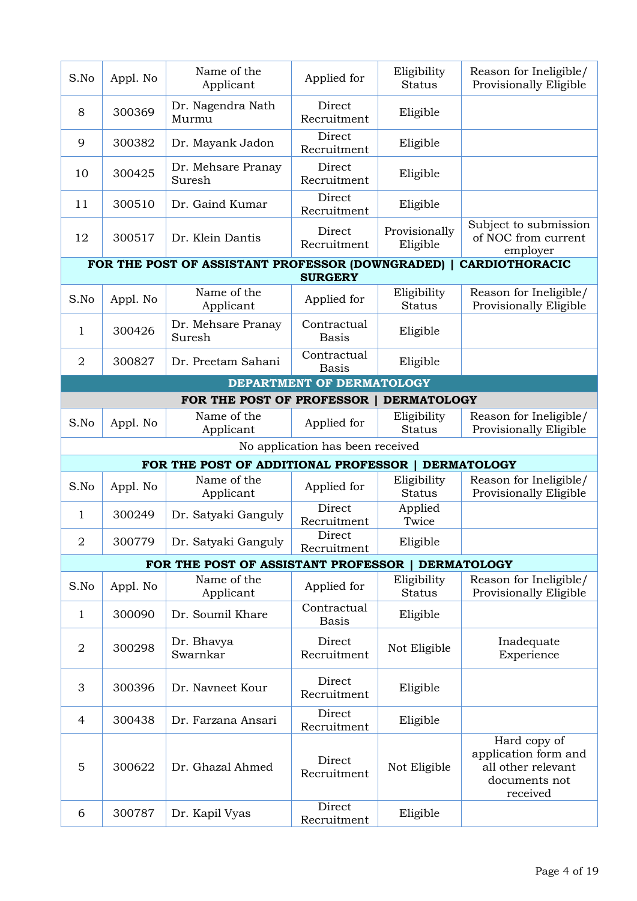| S.No | Appl. No | Name of the Applicant | Applied for | Eligibility Status | Reason for Ineligible/ Provisionally Eligible |
|---|---|---|---|---|---|
| 8 | 300369 | Dr. Nagendra Nath Murmu | Direct Recruitment | Eligible | |
| 9 | 300382 | Dr. Mayank Jadon | Direct Recruitment | Eligible | |
| 10 | 300425 | Dr. Mehsare Pranay Suresh | Direct Recruitment | Eligible | |
| 11 | 300510 | Dr. Gaind Kumar | Direct Recruitment | Eligible | |
| 12 | 300517 | Dr. Klein Dantis | Direct Recruitment | Provisionally Eligible | Subject to submission of NOC from current employer |

**FOR THE POST OF ASSISTANT PROFESSOR (DOWNGRADED) | CARDIOTHORACIC SURGERY**

| S.No | Appl. No | Name of the Applicant | Applied for | Eligibility Status | Reason for Ineligible/ Provisionally Eligible |
|---|---|---|---|---|---|
| 1 | 300426 | Dr. Mehsare Pranay Suresh | Contractual Basis | Eligible | |
| 2 | 300827 | Dr. Preetam Sahani | Contractual Basis | Eligible | |

## DEPARTMENT OF DERMATOLOGY

**FOR THE POST OF PROFESSOR | DERMATOLOGY**

| S.No | Appl. No | Name of the Applicant | Applied for | Eligibility Status | Reason for Ineligible/ Provisionally Eligible |
|---|---|---|---|---|---|
| No application has been received | | | | | |

**FOR THE POST OF ADDITIONAL PROFESSOR | DERMATOLOGY**

| S.No | Appl. No | Name of the Applicant | Applied for | Eligibility Status | Reason for Ineligible/ Provisionally Eligible |
|---|---|---|---|---|---|
| 1 | 300249 | Dr. Satyaki Ganguly | Direct Recruitment | Applied Twice | |
| 2 | 300779 | Dr. Satyaki Ganguly | Direct Recruitment | Eligible | |

**FOR THE POST OF ASSISTANT PROFESSOR | DERMATOLOGY**

| S.No | Appl. No | Name of the Applicant | Applied for | Eligibility Status | Reason for Ineligible/ Provisionally Eligible |
|---|---|---|---|---|---|
| 1 | 300090 | Dr. Soumil Khare | Contractual Basis | Eligible | |
| 2 | 300298 | Dr. Bhavya Swarnkar | Direct Recruitment | Not Eligible | Inadequate Experience |
| 3 | 300396 | Dr. Navneet Kour | Direct Recruitment | Eligible | |
| 4 | 300438 | Dr. Farzana Ansari | Direct Recruitment | Eligible | |
| 5 | 300622 | Dr. Ghazal Ahmed | Direct Recruitment | Not Eligible | Hard copy of application form and all other relevant documents not received |
| 6 | 300787 | Dr. Kapil Vyas | Direct Recruitment | Eligible | |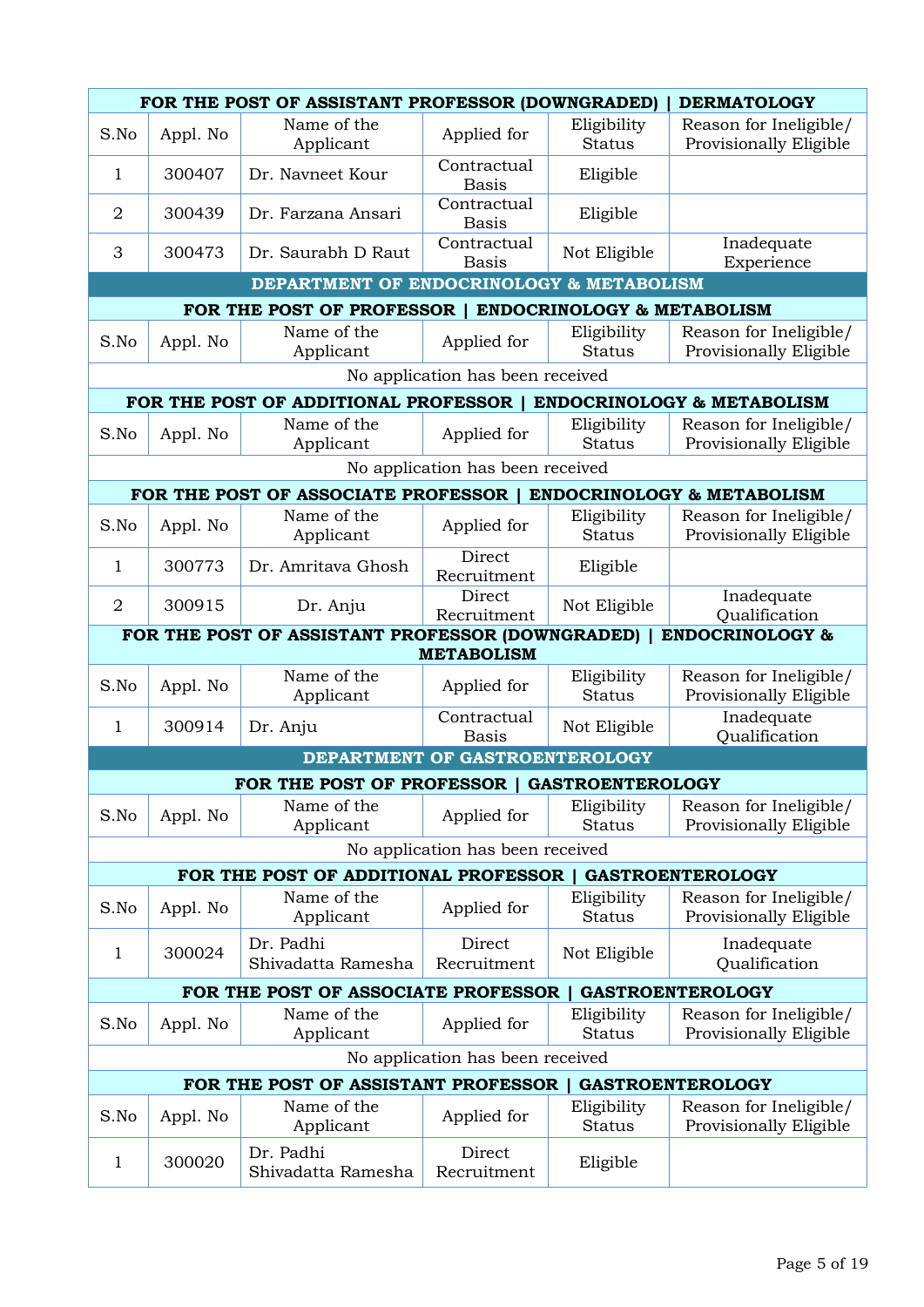| FOR THE POST OF ASSISTANT PROFESSOR (DOWNGRADED) \| DERMATOLOGY | | | | | |
|---|---|---|---|---|---|
| S.No | Appl. No | Name of the Applicant | Applied for | Eligibility Status | Reason for Ineligible/ Provisionally Eligible |
| 1 | 300407 | Dr. Navneet Kour | Contractual Basis | Eligible | |
| 2 | 300439 | Dr. Farzana Ansari | Contractual Basis | Eligible | |
| 3 | 300473 | Dr. Saurabh D Raut | Contractual Basis | Not Eligible | Inadequate Experience |

## DEPARTMENT OF ENDOCRINOLOGY & METABOLISM

| FOR THE POST OF PROFESSOR \| ENDOCRINOLOGY & METABOLISM | | | | | |
|---|---|---|---|---|---|
| S.No | Appl. No | Name of the Applicant | Applied for | Eligibility Status | Reason for Ineligible/ Provisionally Eligible |
| No application has been received | | | | | |

| FOR THE POST OF ADDITIONAL PROFESSOR \| ENDOCRINOLOGY & METABOLISM | | | | | |
|---|---|---|---|---|---|
| S.No | Appl. No | Name of the Applicant | Applied for | Eligibility Status | Reason for Ineligible/ Provisionally Eligible |
| No application has been received | | | | | |

| FOR THE POST OF ASSOCIATE PROFESSOR \| ENDOCRINOLOGY & METABOLISM | | | | | |
|---|---|---|---|---|---|
| S.No | Appl. No | Name of the Applicant | Applied for | Eligibility Status | Reason for Ineligible/ Provisionally Eligible |
| 1 | 300773 | Dr. Amritava Ghosh | Direct Recruitment | Eligible | |
| 2 | 300915 | Dr. Anju | Direct Recruitment | Not Eligible | Inadequate Qualification |

| FOR THE POST OF ASSISTANT PROFESSOR (DOWNGRADED) \| ENDOCRINOLOGY & METABOLISM | | | | | |
|---|---|---|---|---|---|
| S.No | Appl. No | Name of the Applicant | Applied for | Eligibility Status | Reason for Ineligible/ Provisionally Eligible |
| 1 | 300914 | Dr. Anju | Contractual Basis | Not Eligible | Inadequate Qualification |

## DEPARTMENT OF GASTROENTEROLOGY

| FOR THE POST OF PROFESSOR \| GASTROENTEROLOGY | | | | | |
|---|---|---|---|---|---|
| S.No | Appl. No | Name of the Applicant | Applied for | Eligibility Status | Reason for Ineligible/ Provisionally Eligible |
| No application has been received | | | | | |

| FOR THE POST OF ADDITIONAL PROFESSOR \| GASTROENTEROLOGY | | | | | |
|---|---|---|---|---|---|
| S.No | Appl. No | Name of the Applicant | Applied for | Eligibility Status | Reason for Ineligible/ Provisionally Eligible |
| 1 | 300024 | Dr. Padhi Shivadatta Ramesha | Direct Recruitment | Not Eligible | Inadequate Qualification |

| FOR THE POST OF ASSOCIATE PROFESSOR \| GASTROENTEROLOGY | | | | | |
|---|---|---|---|---|---|
| S.No | Appl. No | Name of the Applicant | Applied for | Eligibility Status | Reason for Ineligible/ Provisionally Eligible |
| No application has been received | | | | | |

| FOR THE POST OF ASSISTANT PROFESSOR \| GASTROENTEROLOGY | | | | | |
|---|---|---|---|---|---|
| S.No | Appl. No | Name of the Applicant | Applied for | Eligibility Status | Reason for Ineligible/ Provisionally Eligible |
| 1 | 300020 | Dr. Padhi Shivadatta Ramesha | Direct Recruitment | Eligible | |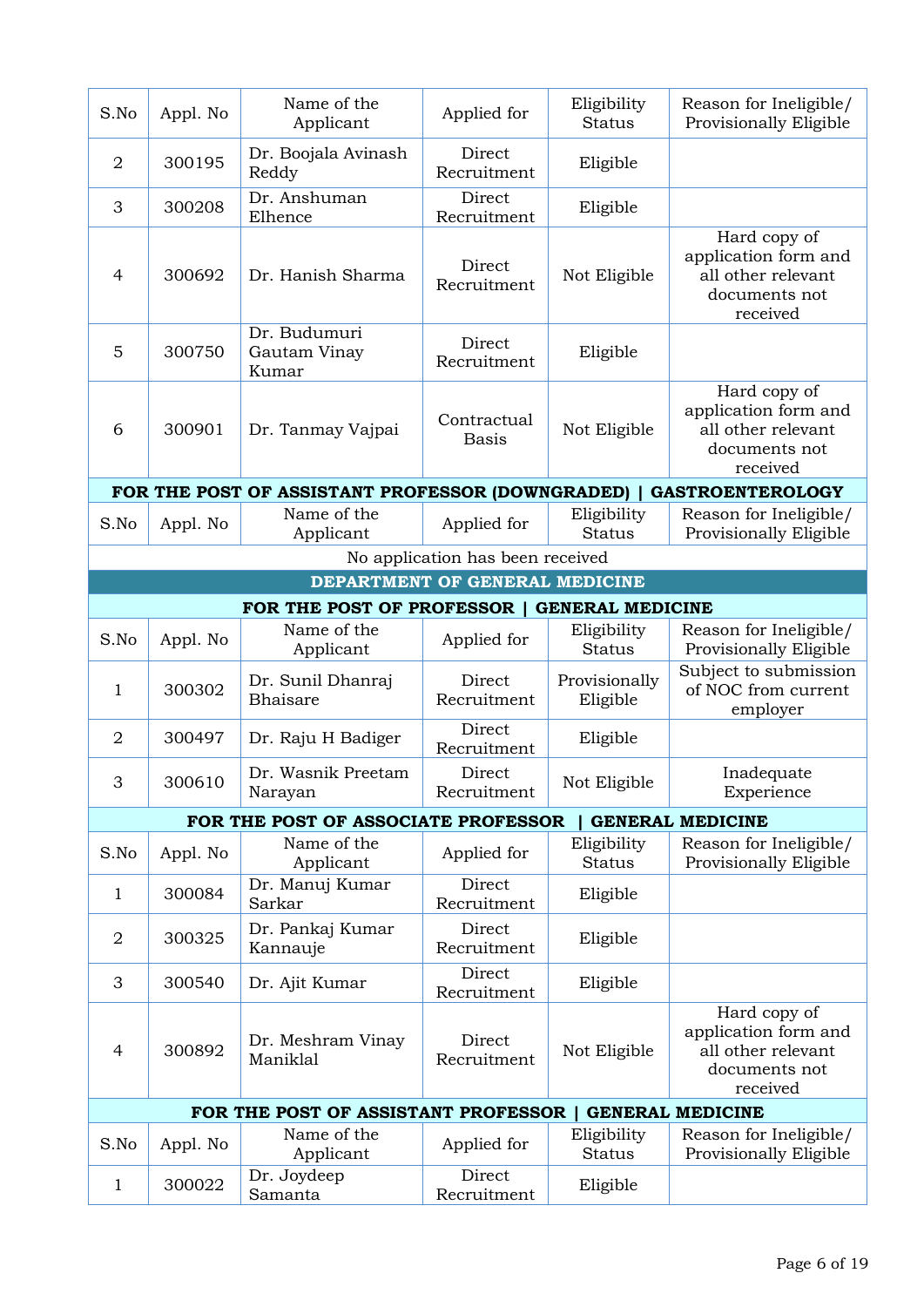| S.No | Appl. No | Name of the Applicant | Applied for | Eligibility Status | Reason for Ineligible/ Provisionally Eligible |
|---|---|---|---|---|---|
| 2 | 300195 | Dr. Boojala Avinash Reddy | Direct Recruitment | Eligible | |
| 3 | 300208 | Dr. Anshuman Elhence | Direct Recruitment | Eligible | |
| 4 | 300692 | Dr. Hanish Sharma | Direct Recruitment | Not Eligible | Hard copy of application form and all other relevant documents not received |
| 5 | 300750 | Dr. Budumuri Gautam Vinay Kumar | Direct Recruitment | Eligible | |
| 6 | 300901 | Dr. Tanmay Vajpai | Contractual Basis | Not Eligible | Hard copy of application form and all other relevant documents not received |

**FOR THE POST OF ASSISTANT PROFESSOR (DOWNGRADED) | GASTROENTEROLOGY**

| S.No | Appl. No | Name of the Applicant | Applied for | Eligibility Status | Reason for Ineligible/ Provisionally Eligible |
|---|---|---|---|---|---|
| No application has been received | | | | | |

## DEPARTMENT OF GENERAL MEDICINE

**FOR THE POST OF PROFESSOR | GENERAL MEDICINE**

| S.No | Appl. No | Name of the Applicant | Applied for | Eligibility Status | Reason for Ineligible/ Provisionally Eligible |
|---|---|---|---|---|---|
| 1 | 300302 | Dr. Sunil Dhanraj Bhaisare | Direct Recruitment | Provisionally Eligible | Subject to submission of NOC from current employer |
| 2 | 300497 | Dr. Raju H Badiger | Direct Recruitment | Eligible | |
| 3 | 300610 | Dr. Wasnik Preetam Narayan | Direct Recruitment | Not Eligible | Inadequate Experience |

**FOR THE POST OF ASSOCIATE PROFESSOR | GENERAL MEDICINE**

| S.No | Appl. No | Name of the Applicant | Applied for | Eligibility Status | Reason for Ineligible/ Provisionally Eligible |
|---|---|---|---|---|---|
| 1 | 300084 | Dr. Manuj Kumar Sarkar | Direct Recruitment | Eligible | |
| 2 | 300325 | Dr. Pankaj Kumar Kannauje | Direct Recruitment | Eligible | |
| 3 | 300540 | Dr. Ajit Kumar | Direct Recruitment | Eligible | |
| 4 | 300892 | Dr. Meshram Vinay Maniklal | Direct Recruitment | Not Eligible | Hard copy of application form and all other relevant documents not received |

**FOR THE POST OF ASSISTANT PROFESSOR | GENERAL MEDICINE**

| S.No | Appl. No | Name of the Applicant | Applied for | Eligibility Status | Reason for Ineligible/ Provisionally Eligible |
|---|---|---|---|---|---|
| 1 | 300022 | Dr. Joydeep Samanta | Direct Recruitment | Eligible | |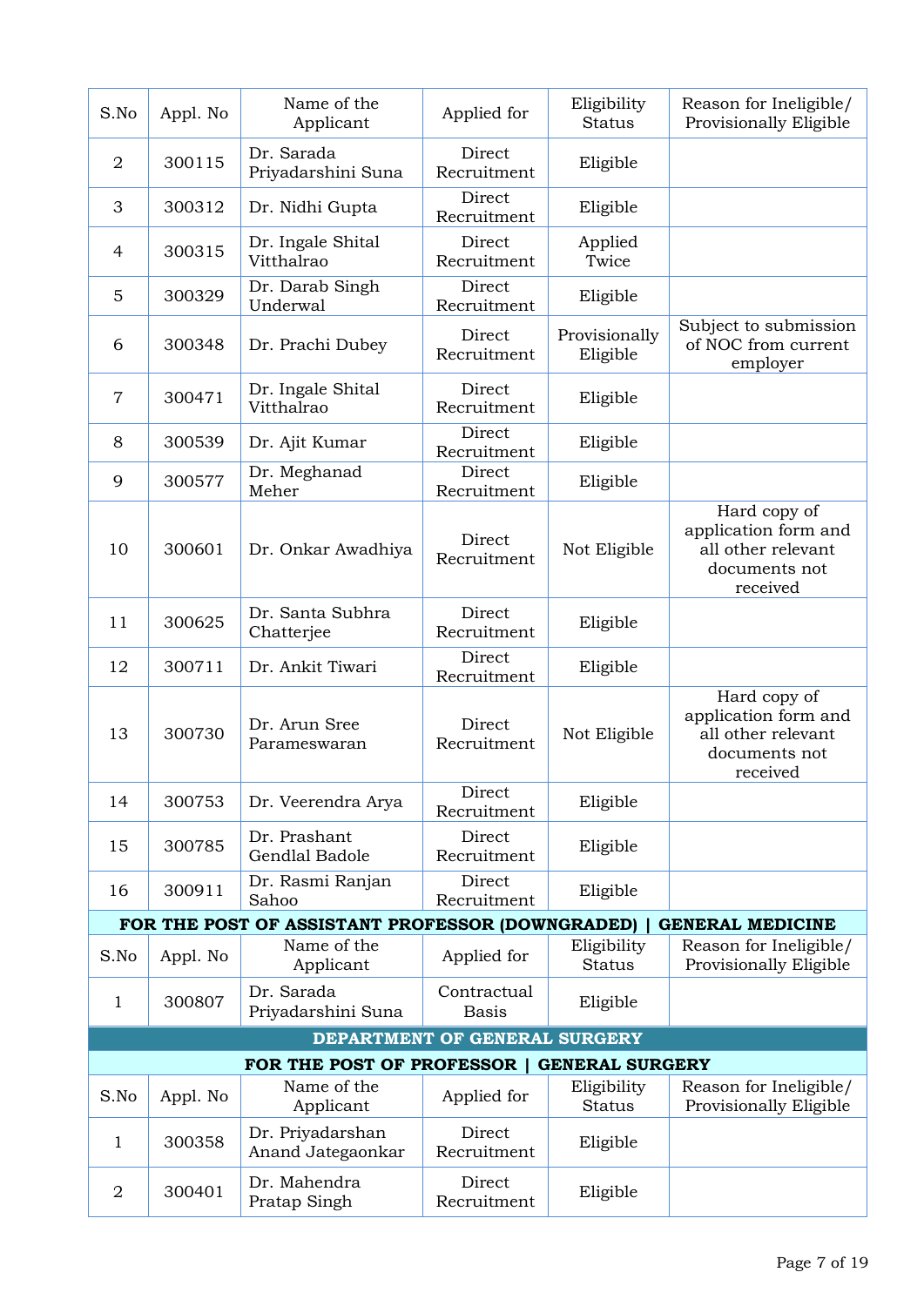| S.No | Appl. No | Name of the Applicant | Applied for | Eligibility Status | Reason for Ineligible/ Provisionally Eligible |
|---|---|---|---|---|---|
| 2 | 300115 | Dr. Sarada Priyadarshini Suna | Direct Recruitment | Eligible | |
| 3 | 300312 | Dr. Nidhi Gupta | Direct Recruitment | Eligible | |
| 4 | 300315 | Dr. Ingale Shital Vitthalrao | Direct Recruitment | Applied Twice | |
| 5 | 300329 | Dr. Darab Singh Underwal | Direct Recruitment | Eligible | |
| 6 | 300348 | Dr. Prachi Dubey | Direct Recruitment | Provisionally Eligible | Subject to submission of NOC from current employer |
| 7 | 300471 | Dr. Ingale Shital Vitthalrao | Direct Recruitment | Eligible | |
| 8 | 300539 | Dr. Ajit Kumar | Direct Recruitment | Eligible | |
| 9 | 300577 | Dr. Meghanad Meher | Direct Recruitment | Eligible | |
| 10 | 300601 | Dr. Onkar Awadhiya | Direct Recruitment | Not Eligible | Hard copy of application form and all other relevant documents not received |
| 11 | 300625 | Dr. Santa Subhra Chatterjee | Direct Recruitment | Eligible | |
| 12 | 300711 | Dr. Ankit Tiwari | Direct Recruitment | Eligible | |
| 13 | 300730 | Dr. Arun Sree Parameswaran | Direct Recruitment | Not Eligible | Hard copy of application form and all other relevant documents not received |
| 14 | 300753 | Dr. Veerendra Arya | Direct Recruitment | Eligible | |
| 15 | 300785 | Dr. Prashant Gendlal Badole | Direct Recruitment | Eligible | |
| 16 | 300911 | Dr. Rasmi Ranjan Sahoo | Direct Recruitment | Eligible | |

**FOR THE POST OF ASSISTANT PROFESSOR (DOWNGRADED) | GENERAL MEDICINE**

| S.No | Appl. No | Name of the Applicant | Applied for | Eligibility Status | Reason for Ineligible/ Provisionally Eligible |
|---|---|---|---|---|---|
| 1 | 300807 | Dr. Sarada Priyadarshini Suna | Contractual Basis | Eligible | |

## DEPARTMENT OF GENERAL SURGERY

**FOR THE POST OF PROFESSOR | GENERAL SURGERY**

| S.No | Appl. No | Name of the Applicant | Applied for | Eligibility Status | Reason for Ineligible/ Provisionally Eligible |
|---|---|---|---|---|---|
| 1 | 300358 | Dr. Priyadarshan Anand Jategaonkar | Direct Recruitment | Eligible | |
| 2 | 300401 | Dr. Mahendra Pratap Singh | Direct Recruitment | Eligible | |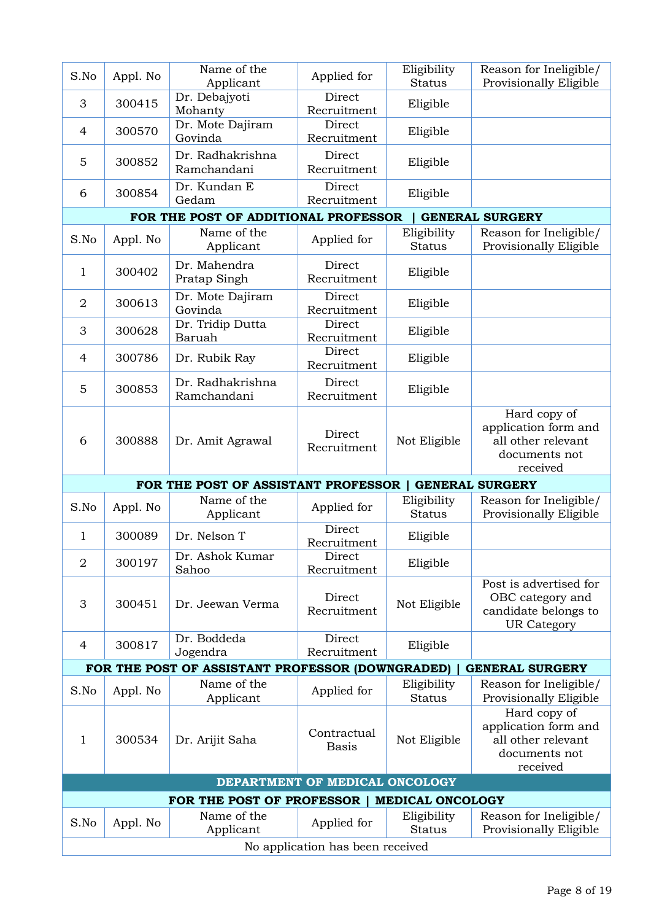| S.No | Appl. No | Name of the Applicant | Applied for | Eligibility Status | Reason for Ineligible/ Provisionally Eligible |
|---|---|---|---|---|---|
| 3 | 300415 | Dr. Debajyoti Mohanty | Direct Recruitment | Eligible | |
| 4 | 300570 | Dr. Mote Dajiram Govinda | Direct Recruitment | Eligible | |
| 5 | 300852 | Dr. Radhakrishna Ramchandani | Direct Recruitment | Eligible | |
| 6 | 300854 | Dr. Kundan E Gedam | Direct Recruitment | Eligible | |

**FOR THE POST OF ADDITIONAL PROFESSOR | GENERAL SURGERY**

| S.No | Appl. No | Name of the Applicant | Applied for | Eligibility Status | Reason for Ineligible/ Provisionally Eligible |
|---|---|---|---|---|---|
| 1 | 300402 | Dr. Mahendra Pratap Singh | Direct Recruitment | Eligible | |
| 2 | 300613 | Dr. Mote Dajiram Govinda | Direct Recruitment | Eligible | |
| 3 | 300628 | Dr. Tridip Dutta Baruah | Direct Recruitment | Eligible | |
| 4 | 300786 | Dr. Rubik Ray | Direct Recruitment | Eligible | |
| 5 | 300853 | Dr. Radhakrishna Ramchandani | Direct Recruitment | Eligible | |
| 6 | 300888 | Dr. Amit Agrawal | Direct Recruitment | Not Eligible | Hard copy of application form and all other relevant documents not received |

**FOR THE POST OF ASSISTANT PROFESSOR | GENERAL SURGERY**

| S.No | Appl. No | Name of the Applicant | Applied for | Eligibility Status | Reason for Ineligible/ Provisionally Eligible |
|---|---|---|---|---|---|
| 1 | 300089 | Dr. Nelson T | Direct Recruitment | Eligible | |
| 2 | 300197 | Dr. Ashok Kumar Sahoo | Direct Recruitment | Eligible | |
| 3 | 300451 | Dr. Jeewan Verma | Direct Recruitment | Not Eligible | Post is advertised for OBC category and candidate belongs to UR Category |
| 4 | 300817 | Dr. Boddeda Jogendra | Direct Recruitment | Eligible | |

**FOR THE POST OF ASSISTANT PROFESSOR (DOWNGRADED) | GENERAL SURGERY**

| S.No | Appl. No | Name of the Applicant | Applied for | Eligibility Status | Reason for Ineligible/ Provisionally Eligible |
|---|---|---|---|---|---|
| 1 | 300534 | Dr. Arijit Saha | Contractual Basis | Not Eligible | Hard copy of application form and all other relevant documents not received |

## DEPARTMENT OF MEDICAL ONCOLOGY

**FOR THE POST OF PROFESSOR | MEDICAL ONCOLOGY**

| S.No | Appl. No | Name of the Applicant | Applied for | Eligibility Status | Reason for Ineligible/ Provisionally Eligible |
|---|---|---|---|---|---|
| No application has been received | | | | | |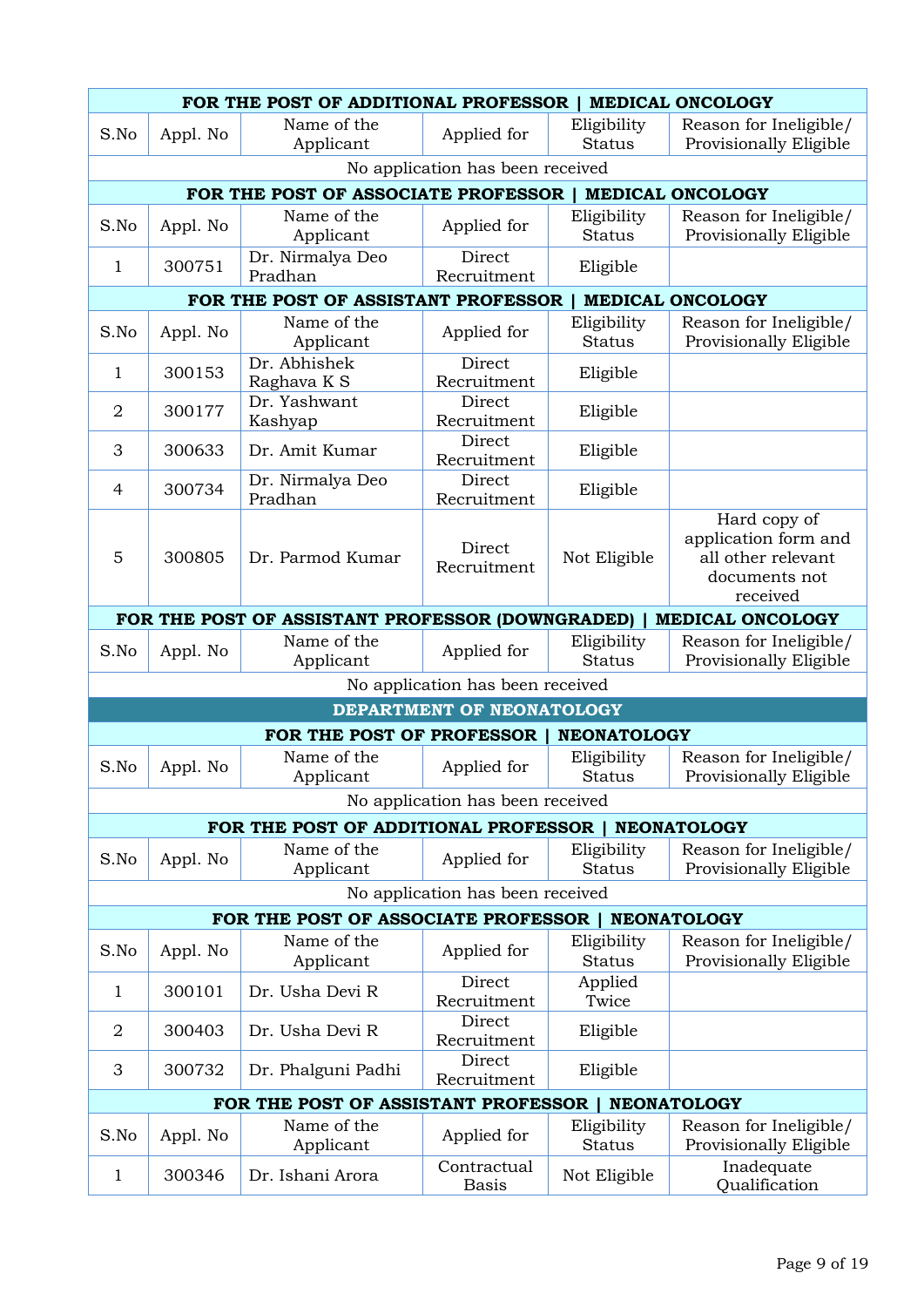### FOR THE POST OF ADDITIONAL PROFESSOR | MEDICAL ONCOLOGY

| S.No | Appl. No | Name of the Applicant | Applied for | Eligibility Status | Reason for Ineligible/ Provisionally Eligible |
|---|---|---|---|---|---|
| No application has been received | | | | | |

### FOR THE POST OF ASSOCIATE PROFESSOR | MEDICAL ONCOLOGY

| S.No | Appl. No | Name of the Applicant | Applied for | Eligibility Status | Reason for Ineligible/ Provisionally Eligible |
|---|---|---|---|---|---|
| 1 | 300751 | Dr. Nirmalya Deo Pradhan | Direct Recruitment | Eligible | |

### FOR THE POST OF ASSISTANT PROFESSOR | MEDICAL ONCOLOGY

| S.No | Appl. No | Name of the Applicant | Applied for | Eligibility Status | Reason for Ineligible/ Provisionally Eligible |
|---|---|---|---|---|---|
| 1 | 300153 | Dr. Abhishek Raghava K S | Direct Recruitment | Eligible | |
| 2 | 300177 | Dr. Yashwant Kashyap | Direct Recruitment | Eligible | |
| 3 | 300633 | Dr. Amit Kumar | Direct Recruitment | Eligible | |
| 4 | 300734 | Dr. Nirmalya Deo Pradhan | Direct Recruitment | Eligible | |
| 5 | 300805 | Dr. Parmod Kumar | Direct Recruitment | Not Eligible | Hard copy of application form and all other relevant documents not received |

### FOR THE POST OF ASSISTANT PROFESSOR (DOWNGRADED) | MEDICAL ONCOLOGY

| S.No | Appl. No | Name of the Applicant | Applied for | Eligibility Status | Reason for Ineligible/ Provisionally Eligible |
|---|---|---|---|---|---|
| No application has been received | | | | | |

## DEPARTMENT OF NEONATOLOGY

### FOR THE POST OF PROFESSOR | NEONATOLOGY

| S.No | Appl. No | Name of the Applicant | Applied for | Eligibility Status | Reason for Ineligible/ Provisionally Eligible |
|---|---|---|---|---|---|
| No application has been received | | | | | |

### FOR THE POST OF ADDITIONAL PROFESSOR | NEONATOLOGY

| S.No | Appl. No | Name of the Applicant | Applied for | Eligibility Status | Reason for Ineligible/ Provisionally Eligible |
|---|---|---|---|---|---|
| No application has been received | | | | | |

### FOR THE POST OF ASSOCIATE PROFESSOR | NEONATOLOGY

| S.No | Appl. No | Name of the Applicant | Applied for | Eligibility Status | Reason for Ineligible/ Provisionally Eligible |
|---|---|---|---|---|---|
| 1 | 300101 | Dr. Usha Devi R | Direct Recruitment | Applied Twice | |
| 2 | 300403 | Dr. Usha Devi R | Direct Recruitment | Eligible | |
| 3 | 300732 | Dr. Phalguni Padhi | Direct Recruitment | Eligible | |

### FOR THE POST OF ASSISTANT PROFESSOR | NEONATOLOGY

| S.No | Appl. No | Name of the Applicant | Applied for | Eligibility Status | Reason for Ineligible/ Provisionally Eligible |
|---|---|---|---|---|---|
| 1 | 300346 | Dr. Ishani Arora | Contractual Basis | Not Eligible | Inadequate Qualification |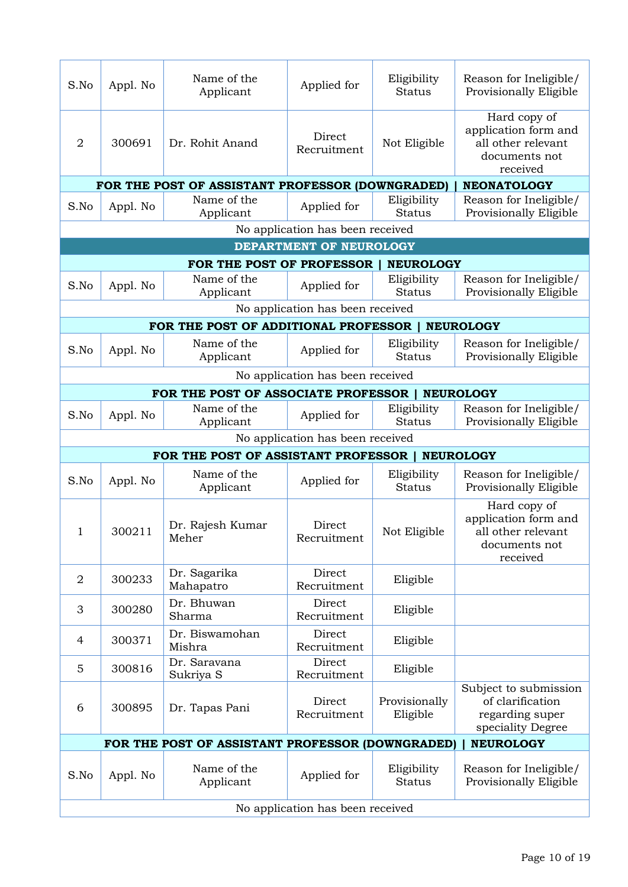| S.No | Appl. No | Name of the Applicant | Applied for | Eligibility Status | Reason for Ineligible/ Provisionally Eligible |
|---|---|---|---|---|---|
| 2 | 300691 | Dr. Rohit Anand | Direct Recruitment | Not Eligible | Hard copy of application form and all other relevant documents not received |

**FOR THE POST OF ASSISTANT PROFESSOR (DOWNGRADED) | NEONATOLOGY**

| S.No | Appl. No | Name of the Applicant | Applied for | Eligibility Status | Reason for Ineligible/ Provisionally Eligible |
|---|---|---|---|---|---|
| No application has been received | | | | | |

## DEPARTMENT OF NEUROLOGY

**FOR THE POST OF PROFESSOR | NEUROLOGY**

| S.No | Appl. No | Name of the Applicant | Applied for | Eligibility Status | Reason for Ineligible/ Provisionally Eligible |
|---|---|---|---|---|---|
| No application has been received | | | | | |

**FOR THE POST OF ADDITIONAL PROFESSOR | NEUROLOGY**

| S.No | Appl. No | Name of the Applicant | Applied for | Eligibility Status | Reason for Ineligible/ Provisionally Eligible |
|---|---|---|---|---|---|
| No application has been received | | | | | |

**FOR THE POST OF ASSOCIATE PROFESSOR | NEUROLOGY**

| S.No | Appl. No | Name of the Applicant | Applied for | Eligibility Status | Reason for Ineligible/ Provisionally Eligible |
|---|---|---|---|---|---|
| No application has been received | | | | | |

**FOR THE POST OF ASSISTANT PROFESSOR | NEUROLOGY**

| S.No | Appl. No | Name of the Applicant | Applied for | Eligibility Status | Reason for Ineligible/ Provisionally Eligible |
|---|---|---|---|---|---|
| 1 | 300211 | Dr. Rajesh Kumar Meher | Direct Recruitment | Not Eligible | Hard copy of application form and all other relevant documents not received |
| 2 | 300233 | Dr. Sagarika Mahapatro | Direct Recruitment | Eligible | |
| 3 | 300280 | Dr. Bhuwan Sharma | Direct Recruitment | Eligible | |
| 4 | 300371 | Dr. Biswamohan Mishra | Direct Recruitment | Eligible | |
| 5 | 300816 | Dr. Saravana Sukriya S | Direct Recruitment | Eligible | |
| 6 | 300895 | Dr. Tapas Pani | Direct Recruitment | Provisionally Eligible | Subject to submission of clarification regarding super speciality Degree |

**FOR THE POST OF ASSISTANT PROFESSOR (DOWNGRADED) | NEUROLOGY**

| S.No | Appl. No | Name of the Applicant | Applied for | Eligibility Status | Reason for Ineligible/ Provisionally Eligible |
|---|---|---|---|---|---|
| No application has been received | | | | | |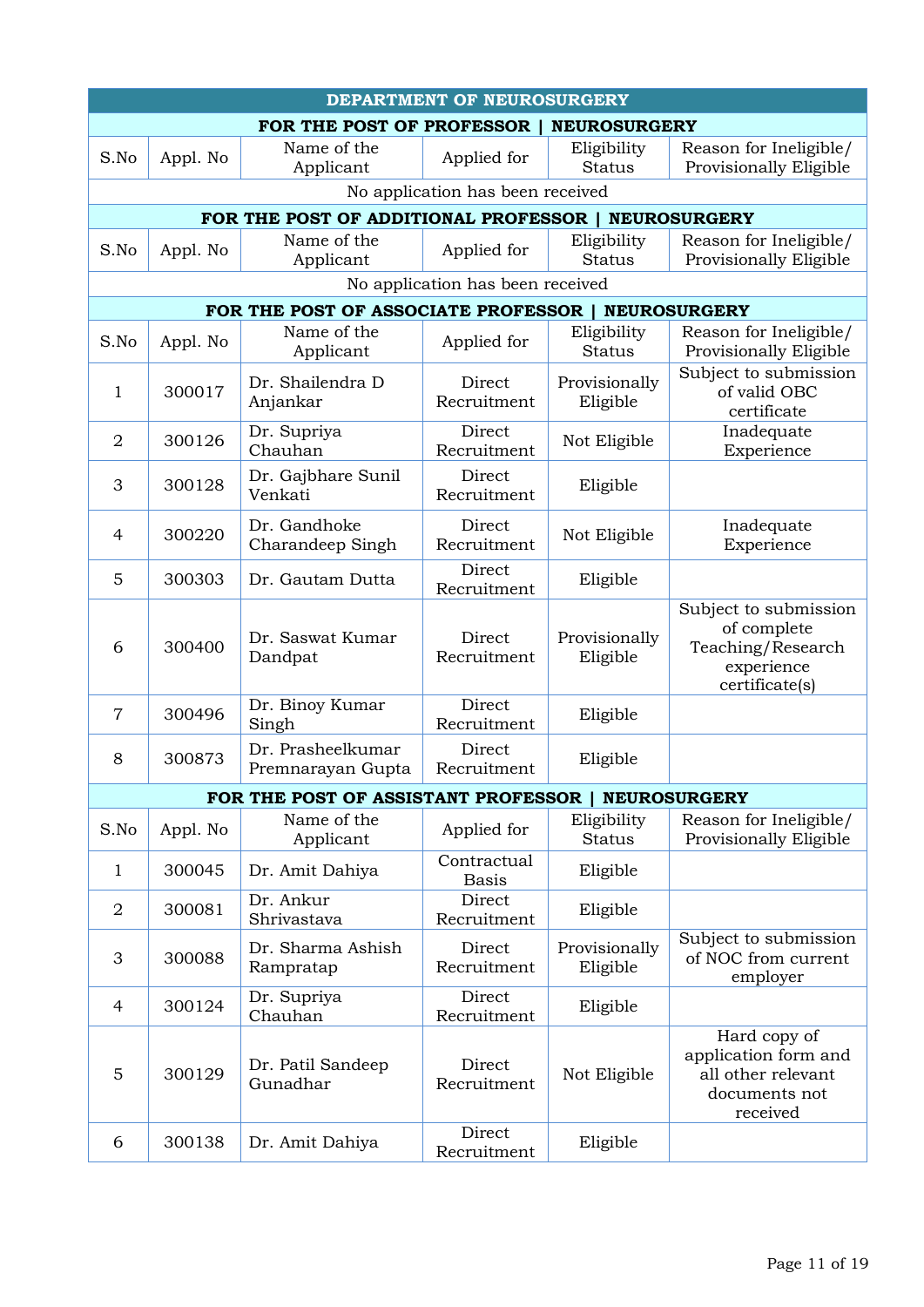## DEPARTMENT OF NEUROSURGERY

### FOR THE POST OF PROFESSOR | NEUROSURGERY

| S.No | Appl. No | Name of the Applicant | Applied for | Eligibility Status | Reason for Ineligible/ Provisionally Eligible |
|---|---|---|---|---|---|
| No application has been received | | | | | |

### FOR THE POST OF ADDITIONAL PROFESSOR | NEUROSURGERY

| S.No | Appl. No | Name of the Applicant | Applied for | Eligibility Status | Reason for Ineligible/ Provisionally Eligible |
|---|---|---|---|---|---|
| No application has been received | | | | | |

### FOR THE POST OF ASSOCIATE PROFESSOR | NEUROSURGERY

| S.No | Appl. No | Name of the Applicant | Applied for | Eligibility Status | Reason for Ineligible/ Provisionally Eligible |
|---|---|---|---|---|---|
| 1 | 300017 | Dr. Shailendra D Anjankar | Direct Recruitment | Provisionally Eligible | Subject to submission of valid OBC certificate |
| 2 | 300126 | Dr. Supriya Chauhan | Direct Recruitment | Not Eligible | Inadequate Experience |
| 3 | 300128 | Dr. Gajbhare Sunil Venkati | Direct Recruitment | Eligible | |
| 4 | 300220 | Dr. Gandhoke Charandeep Singh | Direct Recruitment | Not Eligible | Inadequate Experience |
| 5 | 300303 | Dr. Gautam Dutta | Direct Recruitment | Eligible | |
| 6 | 300400 | Dr. Saswat Kumar Dandpat | Direct Recruitment | Provisionally Eligible | Subject to submission of complete Teaching/Research experience certificate(s) |
| 7 | 300496 | Dr. Binoy Kumar Singh | Direct Recruitment | Eligible | |
| 8 | 300873 | Dr. Prasheelkumar Premnarayan Gupta | Direct Recruitment | Eligible | |

### FOR THE POST OF ASSISTANT PROFESSOR | NEUROSURGERY

| S.No | Appl. No | Name of the Applicant | Applied for | Eligibility Status | Reason for Ineligible/ Provisionally Eligible |
|---|---|---|---|---|---|
| 1 | 300045 | Dr. Amit Dahiya | Contractual Basis | Eligible | |
| 2 | 300081 | Dr. Ankur Shrivastava | Direct Recruitment | Eligible | |
| 3 | 300088 | Dr. Sharma Ashish Rampratap | Direct Recruitment | Provisionally Eligible | Subject to submission of NOC from current employer |
| 4 | 300124 | Dr. Supriya Chauhan | Direct Recruitment | Eligible | |
| 5 | 300129 | Dr. Patil Sandeep Gunadhar | Direct Recruitment | Not Eligible | Hard copy of application form and all other relevant documents not received |
| 6 | 300138 | Dr. Amit Dahiya | Direct Recruitment | Eligible | |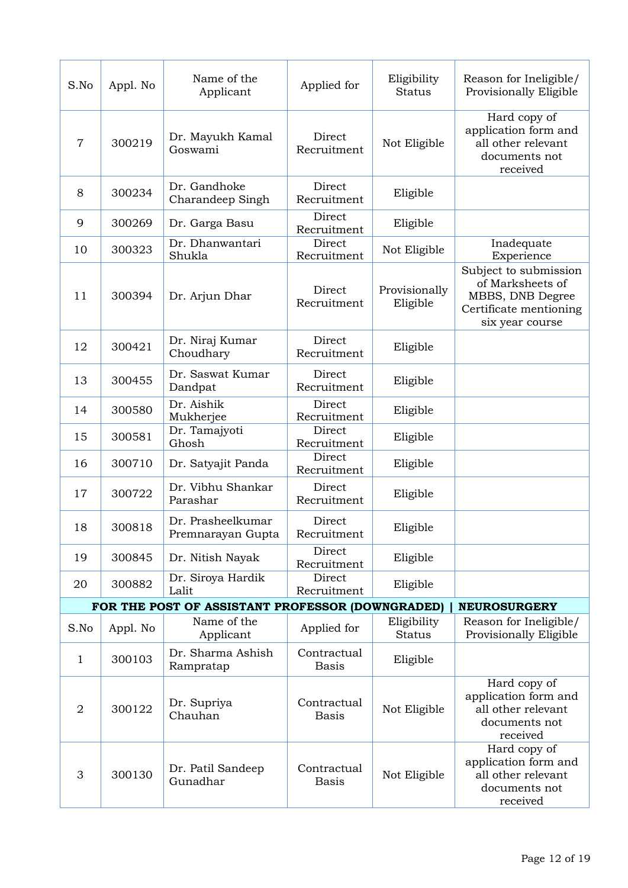| S.No | Appl. No | Name of the Applicant | Applied for | Eligibility Status | Reason for Ineligible/ Provisionally Eligible |
|---|---|---|---|---|---|
| 7 | 300219 | Dr. Mayukh Kamal Goswami | Direct Recruitment | Not Eligible | Hard copy of application form and all other relevant documents not received |
| 8 | 300234 | Dr. Gandhoke Charandeep Singh | Direct Recruitment | Eligible | |
| 9 | 300269 | Dr. Garga Basu | Direct Recruitment | Eligible | |
| 10 | 300323 | Dr. Dhanwantari Shukla | Direct Recruitment | Not Eligible | Inadequate Experience |
| 11 | 300394 | Dr. Arjun Dhar | Direct Recruitment | Provisionally Eligible | Subject to submission of Marksheets of MBBS, DNB Degree Certificate mentioning six year course |
| 12 | 300421 | Dr. Niraj Kumar Choudhary | Direct Recruitment | Eligible | |
| 13 | 300455 | Dr. Saswat Kumar Dandpat | Direct Recruitment | Eligible | |
| 14 | 300580 | Dr. Aishik Mukherjee | Direct Recruitment | Eligible | |
| 15 | 300581 | Dr. Tamajyoti Ghosh | Direct Recruitment | Eligible | |
| 16 | 300710 | Dr. Satyajit Panda | Direct Recruitment | Eligible | |
| 17 | 300722 | Dr. Vibhu Shankar Parashar | Direct Recruitment | Eligible | |
| 18 | 300818 | Dr. Prasheelkumar Premnarayan Gupta | Direct Recruitment | Eligible | |
| 19 | 300845 | Dr. Nitish Nayak | Direct Recruitment | Eligible | |
| 20 | 300882 | Dr. Siroya Hardik Lalit | Direct Recruitment | Eligible | |

**FOR THE POST OF ASSISTANT PROFESSOR (DOWNGRADED) | NEUROSURGERY**

| S.No | Appl. No | Name of the Applicant | Applied for | Eligibility Status | Reason for Ineligible/ Provisionally Eligible |
|---|---|---|---|---|---|
| 1 | 300103 | Dr. Sharma Ashish Rampratap | Contractual Basis | Eligible | |
| 2 | 300122 | Dr. Supriya Chauhan | Contractual Basis | Not Eligible | Hard copy of application form and all other relevant documents not received |
| 3 | 300130 | Dr. Patil Sandeep Gunadhar | Contractual Basis | Not Eligible | Hard copy of application form and all other relevant documents not received |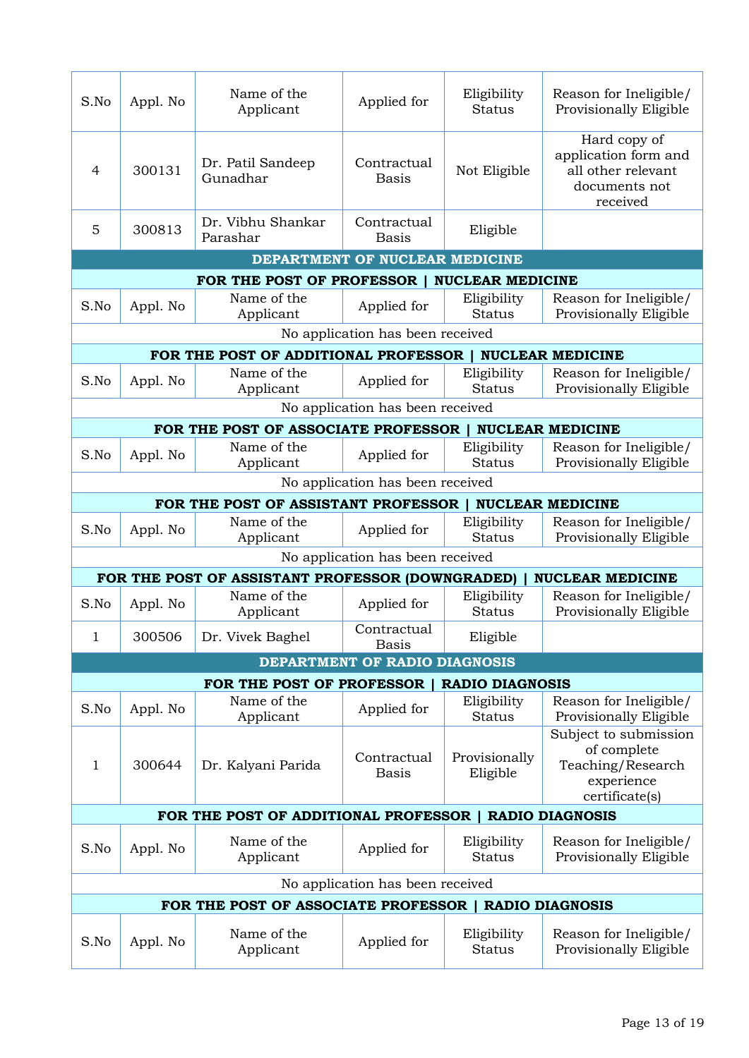| S.No | Appl. No | Name of the Applicant | Applied for | Eligibility Status | Reason for Ineligible/ Provisionally Eligible |
|---|---|---|---|---|---|
| 4 | 300131 | Dr. Patil Sandeep Gunadhar | Contractual Basis | Not Eligible | Hard copy of application form and all other relevant documents not received |
| 5 | 300813 | Dr. Vibhu Shankar Parashar | Contractual Basis | Eligible | |

## DEPARTMENT OF NUCLEAR MEDICINE

### FOR THE POST OF PROFESSOR | NUCLEAR MEDICINE

| S.No | Appl. No | Name of the Applicant | Applied for | Eligibility Status | Reason for Ineligible/ Provisionally Eligible |
|---|---|---|---|---|---|
| No application has been received | | | | | |

### FOR THE POST OF ADDITIONAL PROFESSOR | NUCLEAR MEDICINE

| S.No | Appl. No | Name of the Applicant | Applied for | Eligibility Status | Reason for Ineligible/ Provisionally Eligible |
|---|---|---|---|---|---|
| No application has been received | | | | | |

### FOR THE POST OF ASSOCIATE PROFESSOR | NUCLEAR MEDICINE

| S.No | Appl. No | Name of the Applicant | Applied for | Eligibility Status | Reason for Ineligible/ Provisionally Eligible |
|---|---|---|---|---|---|
| No application has been received | | | | | |

### FOR THE POST OF ASSISTANT PROFESSOR | NUCLEAR MEDICINE

| S.No | Appl. No | Name of the Applicant | Applied for | Eligibility Status | Reason for Ineligible/ Provisionally Eligible |
|---|---|---|---|---|---|
| No application has been received | | | | | |

### FOR THE POST OF ASSISTANT PROFESSOR (DOWNGRADED) | NUCLEAR MEDICINE

| S.No | Appl. No | Name of the Applicant | Applied for | Eligibility Status | Reason for Ineligible/ Provisionally Eligible |
|---|---|---|---|---|---|
| 1 | 300506 | Dr. Vivek Baghel | Contractual Basis | Eligible | |

## DEPARTMENT OF RADIO DIAGNOSIS

### FOR THE POST OF PROFESSOR | RADIO DIAGNOSIS

| S.No | Appl. No | Name of the Applicant | Applied for | Eligibility Status | Reason for Ineligible/ Provisionally Eligible |
|---|---|---|---|---|---|
| 1 | 300644 | Dr. Kalyani Parida | Contractual Basis | Provisionally Eligible | Subject to submission of complete Teaching/Research experience certificate(s) |

### FOR THE POST OF ADDITIONAL PROFESSOR | RADIO DIAGNOSIS

| S.No | Appl. No | Name of the Applicant | Applied for | Eligibility Status | Reason for Ineligible/ Provisionally Eligible |
|---|---|---|---|---|---|
| No application has been received | | | | | |

### FOR THE POST OF ASSOCIATE PROFESSOR | RADIO DIAGNOSIS

| S.No | Appl. No | Name of the Applicant | Applied for | Eligibility Status | Reason for Ineligible/ Provisionally Eligible |
|---|---|---|---|---|---|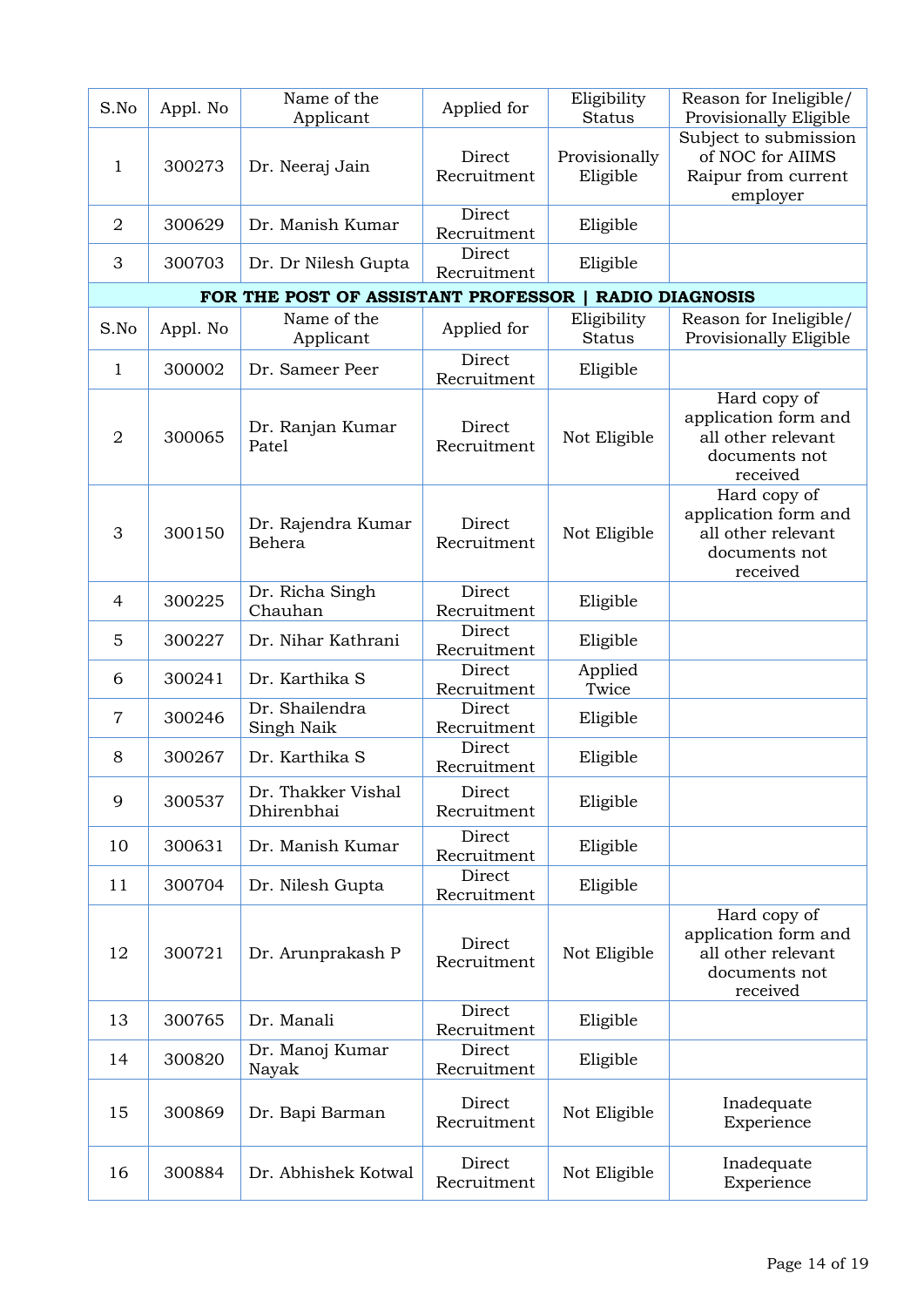| S.No | Appl. No | Name of the Applicant | Applied for | Eligibility Status | Reason for Ineligible/ Provisionally Eligible |
|---|---|---|---|---|---|
| 1 | 300273 | Dr. Neeraj Jain | Direct Recruitment | Provisionally Eligible | Subject to submission of NOC for AIIMS Raipur from current employer |
| 2 | 300629 | Dr. Manish Kumar | Direct Recruitment | Eligible | |
| 3 | 300703 | Dr. Dr Nilesh Gupta | Direct Recruitment | Eligible | |

**FOR THE POST OF ASSISTANT PROFESSOR | RADIO DIAGNOSIS**

| S.No | Appl. No | Name of the Applicant | Applied for | Eligibility Status | Reason for Ineligible/ Provisionally Eligible |
|---|---|---|---|---|---|
| 1 | 300002 | Dr. Sameer Peer | Direct Recruitment | Eligible | |
| 2 | 300065 | Dr. Ranjan Kumar Patel | Direct Recruitment | Not Eligible | Hard copy of application form and all other relevant documents not received |
| 3 | 300150 | Dr. Rajendra Kumar Behera | Direct Recruitment | Not Eligible | Hard copy of application form and all other relevant documents not received |
| 4 | 300225 | Dr. Richa Singh Chauhan | Direct Recruitment | Eligible | |
| 5 | 300227 | Dr. Nihar Kathrani | Direct Recruitment | Eligible | |
| 6 | 300241 | Dr. Karthika S | Direct Recruitment | Applied Twice | |
| 7 | 300246 | Dr. Shailendra Singh Naik | Direct Recruitment | Eligible | |
| 8 | 300267 | Dr. Karthika S | Direct Recruitment | Eligible | |
| 9 | 300537 | Dr. Thakker Vishal Dhirenbhai | Direct Recruitment | Eligible | |
| 10 | 300631 | Dr. Manish Kumar | Direct Recruitment | Eligible | |
| 11 | 300704 | Dr. Nilesh Gupta | Direct Recruitment | Eligible | |
| 12 | 300721 | Dr. Arunprakash P | Direct Recruitment | Not Eligible | Hard copy of application form and all other relevant documents not received |
| 13 | 300765 | Dr. Manali | Direct Recruitment | Eligible | |
| 14 | 300820 | Dr. Manoj Kumar Nayak | Direct Recruitment | Eligible | |
| 15 | 300869 | Dr. Bapi Barman | Direct Recruitment | Not Eligible | Inadequate Experience |
| 16 | 300884 | Dr. Abhishek Kotwal | Direct Recruitment | Not Eligible | Inadequate Experience |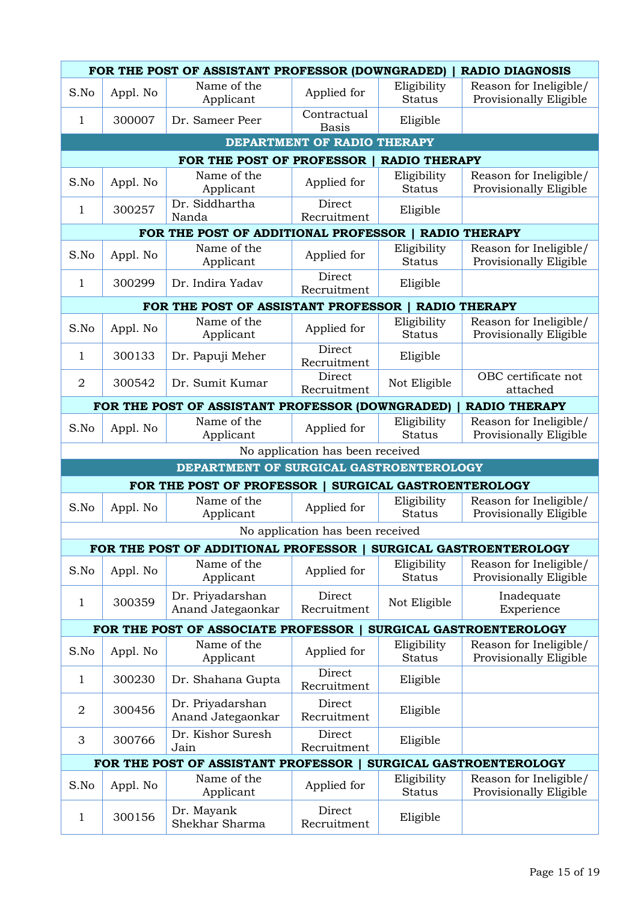| FOR THE POST OF ASSISTANT PROFESSOR (DOWNGRADED) \| RADIO DIAGNOSIS | | | | | |
|---|---|---|---|---|---|
| S.No | Appl. No | Name of the Applicant | Applied for | Eligibility Status | Reason for Ineligible/ Provisionally Eligible |
| 1 | 300007 | Dr. Sameer Peer | Contractual Basis | Eligible | |

## DEPARTMENT OF RADIO THERAPY

| FOR THE POST OF PROFESSOR \| RADIO THERAPY | | | | | |
|---|---|---|---|---|---|
| S.No | Appl. No | Name of the Applicant | Applied for | Eligibility Status | Reason for Ineligible/ Provisionally Eligible |
| 1 | 300257 | Dr. Siddhartha Nanda | Direct Recruitment | Eligible | |

| FOR THE POST OF ADDITIONAL PROFESSOR \| RADIO THERAPY | | | | | |
|---|---|---|---|---|---|
| S.No | Appl. No | Name of the Applicant | Applied for | Eligibility Status | Reason for Ineligible/ Provisionally Eligible |
| 1 | 300299 | Dr. Indira Yadav | Direct Recruitment | Eligible | |

| FOR THE POST OF ASSISTANT PROFESSOR \| RADIO THERAPY | | | | | |
|---|---|---|---|---|---|
| S.No | Appl. No | Name of the Applicant | Applied for | Eligibility Status | Reason for Ineligible/ Provisionally Eligible |
| 1 | 300133 | Dr. Papuji Meher | Direct Recruitment | Eligible | |
| 2 | 300542 | Dr. Sumit Kumar | Direct Recruitment | Not Eligible | OBC certificate not attached |

| FOR THE POST OF ASSISTANT PROFESSOR (DOWNGRADED) \| RADIO THERAPY | | | | | |
|---|---|---|---|---|---|
| S.No | Appl. No | Name of the Applicant | Applied for | Eligibility Status | Reason for Ineligible/ Provisionally Eligible |
| No application has been received | | | | | |

## DEPARTMENT OF SURGICAL GASTROENTEROLOGY

| FOR THE POST OF PROFESSOR \| SURGICAL GASTROENTEROLOGY | | | | | |
|---|---|---|---|---|---|
| S.No | Appl. No | Name of the Applicant | Applied for | Eligibility Status | Reason for Ineligible/ Provisionally Eligible |
| No application has been received | | | | | |

| FOR THE POST OF ADDITIONAL PROFESSOR \| SURGICAL GASTROENTEROLOGY | | | | | |
|---|---|---|---|---|---|
| S.No | Appl. No | Name of the Applicant | Applied for | Eligibility Status | Reason for Ineligible/ Provisionally Eligible |
| 1 | 300359 | Dr. Priyadarshan Anand Jategaonkar | Direct Recruitment | Not Eligible | Inadequate Experience |

| FOR THE POST OF ASSOCIATE PROFESSOR \| SURGICAL GASTROENTEROLOGY | | | | | |
|---|---|---|---|---|---|
| S.No | Appl. No | Name of the Applicant | Applied for | Eligibility Status | Reason for Ineligible/ Provisionally Eligible |
| 1 | 300230 | Dr. Shahana Gupta | Direct Recruitment | Eligible | |
| 2 | 300456 | Dr. Priyadarshan Anand Jategaonkar | Direct Recruitment | Eligible | |
| 3 | 300766 | Dr. Kishor Suresh Jain | Direct Recruitment | Eligible | |

| FOR THE POST OF ASSISTANT PROFESSOR \| SURGICAL GASTROENTEROLOGY | | | | | |
|---|---|---|---|---|---|
| S.No | Appl. No | Name of the Applicant | Applied for | Eligibility Status | Reason for Ineligible/ Provisionally Eligible |
| 1 | 300156 | Dr. Mayank Shekhar Sharma | Direct Recruitment | Eligible | |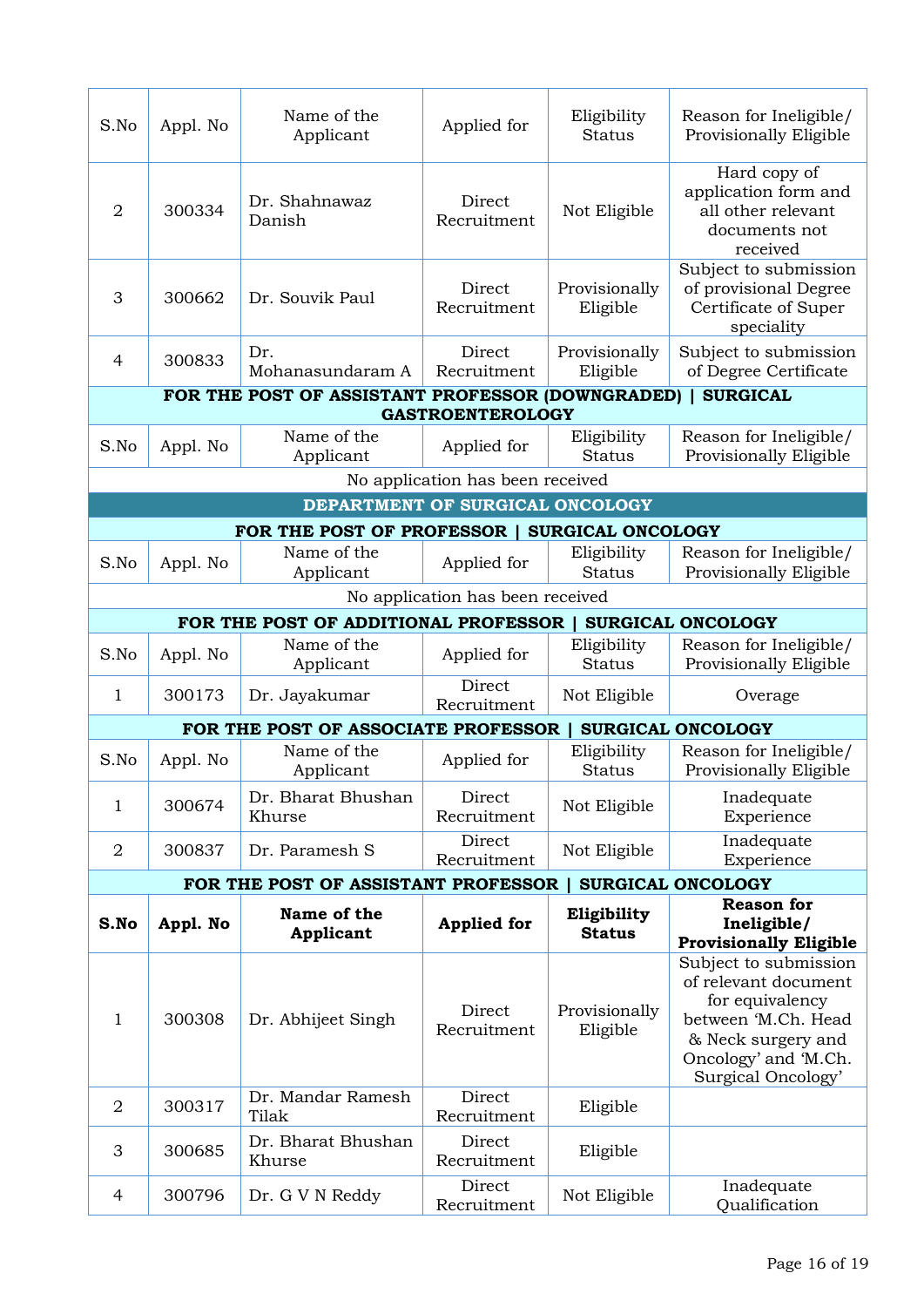| S.No | Appl. No | Name of the Applicant | Applied for | Eligibility Status | Reason for Ineligible/ Provisionally Eligible |
|---|---|---|---|---|---|
| 2 | 300334 | Dr. Shahnawaz Danish | Direct Recruitment | Not Eligible | Hard copy of application form and all other relevant documents not received |
| 3 | 300662 | Dr. Souvik Paul | Direct Recruitment | Provisionally Eligible | Subject to submission of provisional Degree Certificate of Super speciality |
| 4 | 300833 | Dr. Mohanasundaram A | Direct Recruitment | Provisionally Eligible | Subject to submission of Degree Certificate |

**FOR THE POST OF ASSISTANT PROFESSOR (DOWNGRADED) | SURGICAL GASTROENTEROLOGY**

| S.No | Appl. No | Name of the Applicant | Applied for | Eligibility Status | Reason for Ineligible/ Provisionally Eligible |
|---|---|---|---|---|---|
| No application has been received | | | | | |

## DEPARTMENT OF SURGICAL ONCOLOGY

**FOR THE POST OF PROFESSOR | SURGICAL ONCOLOGY**

| S.No | Appl. No | Name of the Applicant | Applied for | Eligibility Status | Reason for Ineligible/ Provisionally Eligible |
|---|---|---|---|---|---|
| No application has been received | | | | | |

**FOR THE POST OF ADDITIONAL PROFESSOR | SURGICAL ONCOLOGY**

| S.No | Appl. No | Name of the Applicant | Applied for | Eligibility Status | Reason for Ineligible/ Provisionally Eligible |
|---|---|---|---|---|---|
| 1 | 300173 | Dr. Jayakumar | Direct Recruitment | Not Eligible | Overage |

**FOR THE POST OF ASSOCIATE PROFESSOR | SURGICAL ONCOLOGY**

| S.No | Appl. No | Name of the Applicant | Applied for | Eligibility Status | Reason for Ineligible/ Provisionally Eligible |
|---|---|---|---|---|---|
| 1 | 300674 | Dr. Bharat Bhushan Khurse | Direct Recruitment | Not Eligible | Inadequate Experience |
| 2 | 300837 | Dr. Paramesh S | Direct Recruitment | Not Eligible | Inadequate Experience |

**FOR THE POST OF ASSISTANT PROFESSOR | SURGICAL ONCOLOGY**

| **S.No** | **Appl. No** | **Name of the Applicant** | **Applied for** | **Eligibility Status** | **Reason for Ineligible/ Provisionally Eligible** |
|---|---|---|---|---|---|
| 1 | 300308 | Dr. Abhijeet Singh | Direct Recruitment | Provisionally Eligible | Subject to submission of relevant document for equivalency between 'M.Ch. Head & Neck surgery and Oncology' and 'M.Ch. Surgical Oncology' |
| 2 | 300317 | Dr. Mandar Ramesh Tilak | Direct Recruitment | Eligible | |
| 3 | 300685 | Dr. Bharat Bhushan Khurse | Direct Recruitment | Eligible | |
| 4 | 300796 | Dr. G V N Reddy | Direct Recruitment | Not Eligible | Inadequate Qualification |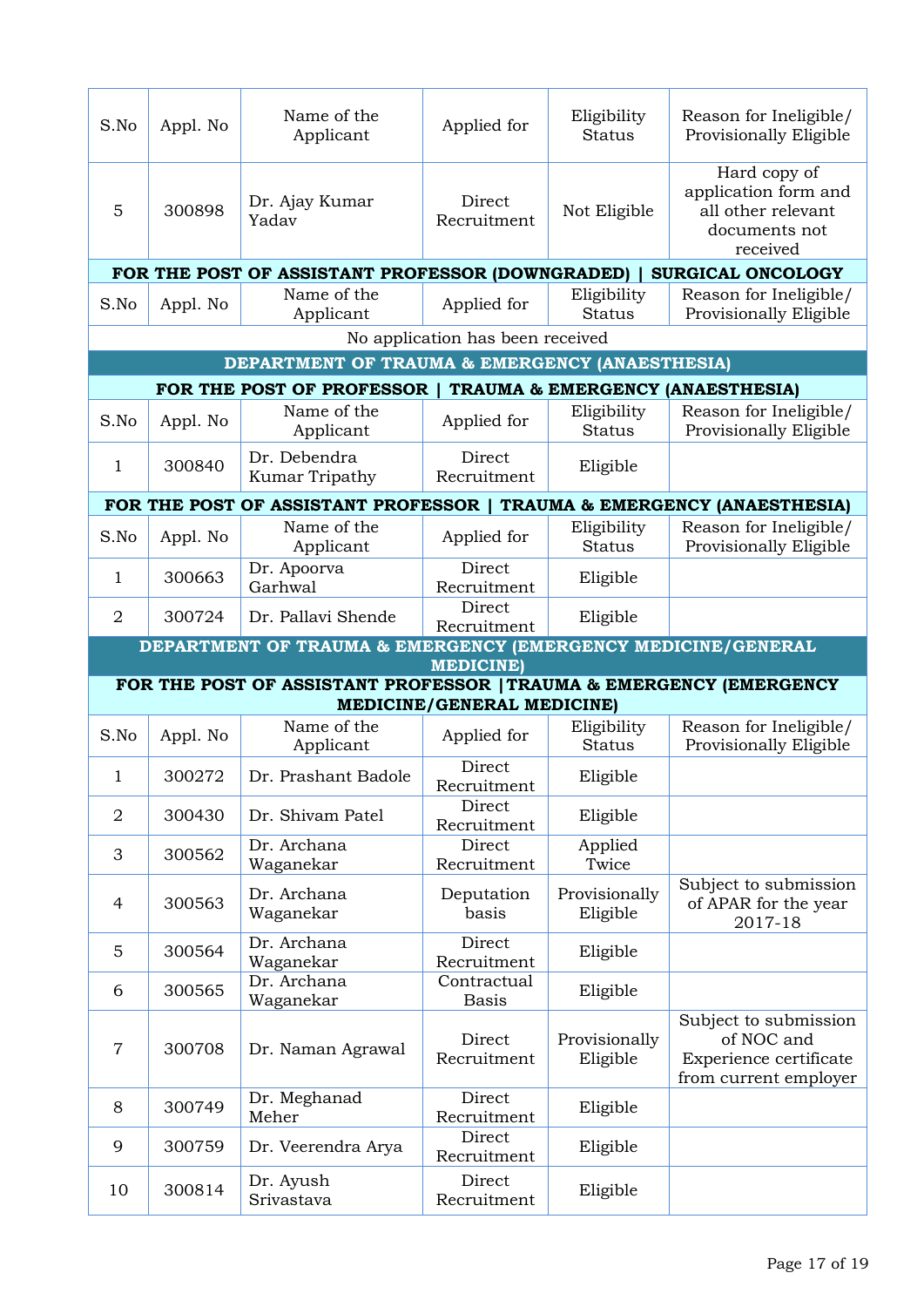| S.No | Appl. No | Name of the Applicant | Applied for | Eligibility Status | Reason for Ineligible/ Provisionally Eligible |
|---|---|---|---|---|---|
| 5 | 300898 | Dr. Ajay Kumar Yadav | Direct Recruitment | Not Eligible | Hard copy of application form and all other relevant documents not received |

**FOR THE POST OF ASSISTANT PROFESSOR (DOWNGRADED) | SURGICAL ONCOLOGY**

| S.No | Appl. No | Name of the Applicant | Applied for | Eligibility Status | Reason for Ineligible/ Provisionally Eligible |
|---|---|---|---|---|---|
| No application has been received | | | | | |

## DEPARTMENT OF TRAUMA & EMERGENCY (ANAESTHESIA)

**FOR THE POST OF PROFESSOR | TRAUMA & EMERGENCY (ANAESTHESIA)**

| S.No | Appl. No | Name of the Applicant | Applied for | Eligibility Status | Reason for Ineligible/ Provisionally Eligible |
|---|---|---|---|---|---|
| 1 | 300840 | Dr. Debendra Kumar Tripathy | Direct Recruitment | Eligible | |

**FOR THE POST OF ASSISTANT PROFESSOR | TRAUMA & EMERGENCY (ANAESTHESIA)**

| S.No | Appl. No | Name of the Applicant | Applied for | Eligibility Status | Reason for Ineligible/ Provisionally Eligible |
|---|---|---|---|---|---|
| 1 | 300663 | Dr. Apoorva Garhwal | Direct Recruitment | Eligible | |
| 2 | 300724 | Dr. Pallavi Shende | Direct Recruitment | Eligible | |

## DEPARTMENT OF TRAUMA & EMERGENCY (EMERGENCY MEDICINE/GENERAL MEDICINE)

**FOR THE POST OF ASSISTANT PROFESSOR |TRAUMA & EMERGENCY (EMERGENCY MEDICINE/GENERAL MEDICINE)**

| S.No | Appl. No | Name of the Applicant | Applied for | Eligibility Status | Reason for Ineligible/ Provisionally Eligible |
|---|---|---|---|---|---|
| 1 | 300272 | Dr. Prashant Badole | Direct Recruitment | Eligible | |
| 2 | 300430 | Dr. Shivam Patel | Direct Recruitment | Eligible | |
| 3 | 300562 | Dr. Archana Waganekar | Direct Recruitment | Applied Twice | |
| 4 | 300563 | Dr. Archana Waganekar | Deputation basis | Provisionally Eligible | Subject to submission of APAR for the year 2017-18 |
| 5 | 300564 | Dr. Archana Waganekar | Direct Recruitment | Eligible | |
| 6 | 300565 | Dr. Archana Waganekar | Contractual Basis | Eligible | |
| 7 | 300708 | Dr. Naman Agrawal | Direct Recruitment | Provisionally Eligible | Subject to submission of NOC and Experience certificate from current employer |
| 8 | 300749 | Dr. Meghanad Meher | Direct Recruitment | Eligible | |
| 9 | 300759 | Dr. Veerendra Arya | Direct Recruitment | Eligible | |
| 10 | 300814 | Dr. Ayush Srivastava | Direct Recruitment | Eligible | |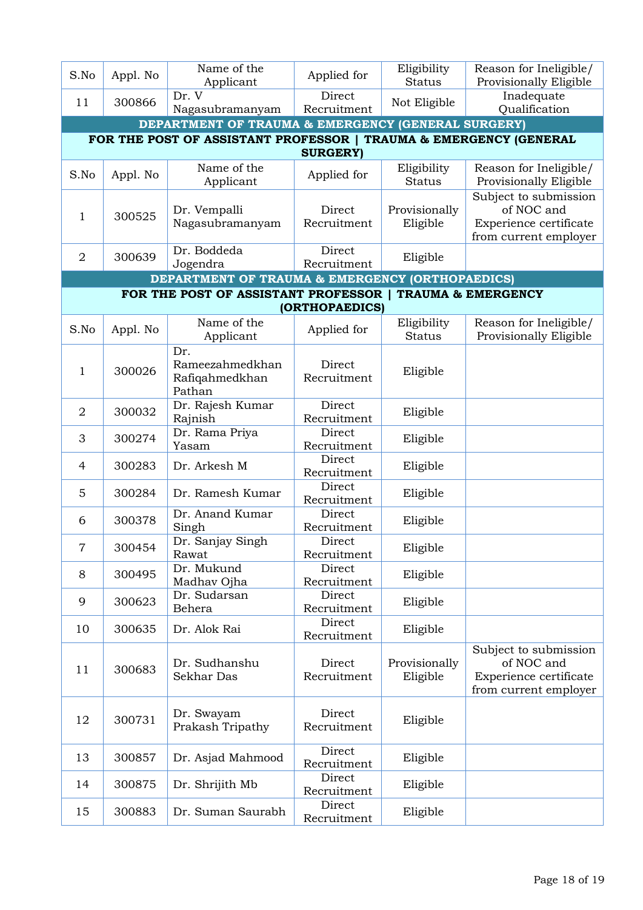| S.No | Appl. No | Name of the Applicant | Applied for | Eligibility Status | Reason for Ineligible/ Provisionally Eligible |
|---|---|---|---|---|---|
| 11 | 300866 | Dr. V Nagasubramanyam | Direct Recruitment | Not Eligible | Inadequate Qualification |

## DEPARTMENT OF TRAUMA & EMERGENCY (GENERAL SURGERY)

**FOR THE POST OF ASSISTANT PROFESSOR | TRAUMA & EMERGENCY (GENERAL SURGERY)**

| S.No | Appl. No | Name of the Applicant | Applied for | Eligibility Status | Reason for Ineligible/ Provisionally Eligible |
|---|---|---|---|---|---|
| 1 | 300525 | Dr. Vempalli Nagasubramanyam | Direct Recruitment | Provisionally Eligible | Subject to submission of NOC and Experience certificate from current employer |
| 2 | 300639 | Dr. Boddeda Jogendra | Direct Recruitment | Eligible | |

## DEPARTMENT OF TRAUMA & EMERGENCY (ORTHOPAEDICS)

**FOR THE POST OF ASSISTANT PROFESSOR | TRAUMA & EMERGENCY (ORTHOPAEDICS)**

| S.No | Appl. No | Name of the Applicant | Applied for | Eligibility Status | Reason for Ineligible/ Provisionally Eligible |
|---|---|---|---|---|---|
| 1 | 300026 | Dr. Rameezahmedkhan Rafiqahmedkhan Pathan | Direct Recruitment | Eligible | |
| 2 | 300032 | Dr. Rajesh Kumar Rajnish | Direct Recruitment | Eligible | |
| 3 | 300274 | Dr. Rama Priya Yasam | Direct Recruitment | Eligible | |
| 4 | 300283 | Dr. Arkesh M | Direct Recruitment | Eligible | |
| 5 | 300284 | Dr. Ramesh Kumar | Direct Recruitment | Eligible | |
| 6 | 300378 | Dr. Anand Kumar Singh | Direct Recruitment | Eligible | |
| 7 | 300454 | Dr. Sanjay Singh Rawat | Direct Recruitment | Eligible | |
| 8 | 300495 | Dr. Mukund Madhav Ojha | Direct Recruitment | Eligible | |
| 9 | 300623 | Dr. Sudarsan Behera | Direct Recruitment | Eligible | |
| 10 | 300635 | Dr. Alok Rai | Direct Recruitment | Eligible | |
| 11 | 300683 | Dr. Sudhanshu Sekhar Das | Direct Recruitment | Provisionally Eligible | Subject to submission of NOC and Experience certificate from current employer |
| 12 | 300731 | Dr. Swayam Prakash Tripathy | Direct Recruitment | Eligible | |
| 13 | 300857 | Dr. Asjad Mahmood | Direct Recruitment | Eligible | |
| 14 | 300875 | Dr. Shrijith Mb | Direct Recruitment | Eligible | |
| 15 | 300883 | Dr. Suman Saurabh | Direct Recruitment | Eligible | |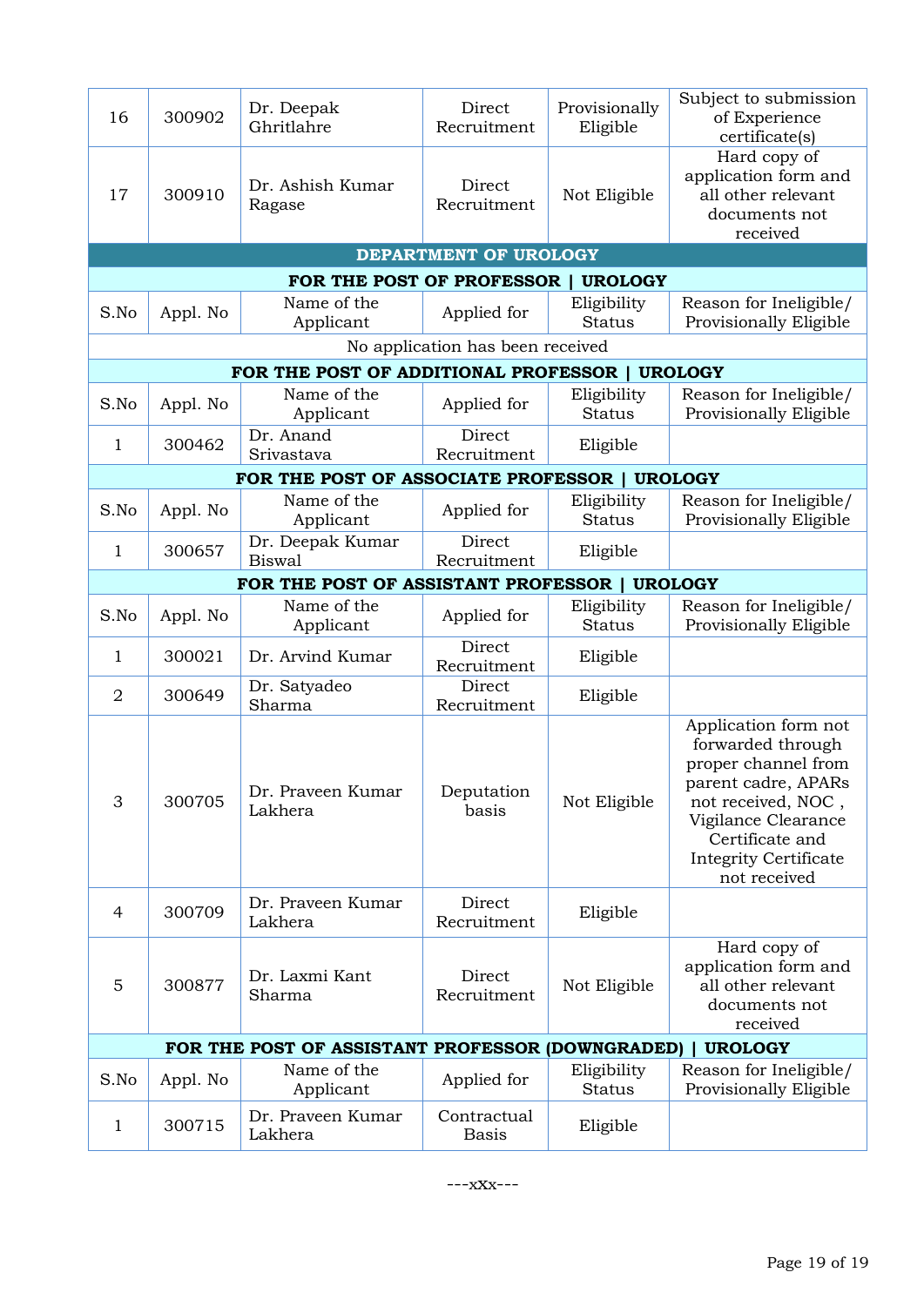| | | | | | |
|---|---|---|---|---|---|
| 16 | 300902 | Dr. Deepak Ghritlahre | Direct Recruitment | Provisionally Eligible | Subject to submission of Experience certificate(s) |
| 17 | 300910 | Dr. Ashish Kumar Ragase | Direct Recruitment | Not Eligible | Hard copy of application form and all other relevant documents not received |

## DEPARTMENT OF UROLOGY

### FOR THE POST OF PROFESSOR | UROLOGY

| S.No | Appl. No | Name of the Applicant | Applied for | Eligibility Status | Reason for Ineligible/ Provisionally Eligible |
|---|---|---|---|---|---|
| No application has been received | | | | | |

### FOR THE POST OF ADDITIONAL PROFESSOR | UROLOGY

| S.No | Appl. No | Name of the Applicant | Applied for | Eligibility Status | Reason for Ineligible/ Provisionally Eligible |
|---|---|---|---|---|---|
| 1 | 300462 | Dr. Anand Srivastava | Direct Recruitment | Eligible | |

### FOR THE POST OF ASSOCIATE PROFESSOR | UROLOGY

| S.No | Appl. No | Name of the Applicant | Applied for | Eligibility Status | Reason for Ineligible/ Provisionally Eligible |
|---|---|---|---|---|---|
| 1 | 300657 | Dr. Deepak Kumar Biswal | Direct Recruitment | Eligible | |

### FOR THE POST OF ASSISTANT PROFESSOR | UROLOGY

| S.No | Appl. No | Name of the Applicant | Applied for | Eligibility Status | Reason for Ineligible/ Provisionally Eligible |
|---|---|---|---|---|---|
| 1 | 300021 | Dr. Arvind Kumar | Direct Recruitment | Eligible | |
| 2 | 300649 | Dr. Satyadeo Sharma | Direct Recruitment | Eligible | |
| 3 | 300705 | Dr. Praveen Kumar Lakhera | Deputation basis | Not Eligible | Application form not forwarded through proper channel from parent cadre, APARs not received, NOC , Vigilance Clearance Certificate and Integrity Certificate not received |
| 4 | 300709 | Dr. Praveen Kumar Lakhera | Direct Recruitment | Eligible | |
| 5 | 300877 | Dr. Laxmi Kant Sharma | Direct Recruitment | Not Eligible | Hard copy of application form and all other relevant documents not received |

### FOR THE POST OF ASSISTANT PROFESSOR (DOWNGRADED) | UROLOGY

| S.No | Appl. No | Name of the Applicant | Applied for | Eligibility Status | Reason for Ineligible/ Provisionally Eligible |
|---|---|---|---|---|---|
| 1 | 300715 | Dr. Praveen Kumar Lakhera | Contractual Basis | Eligible | |

---xXx---